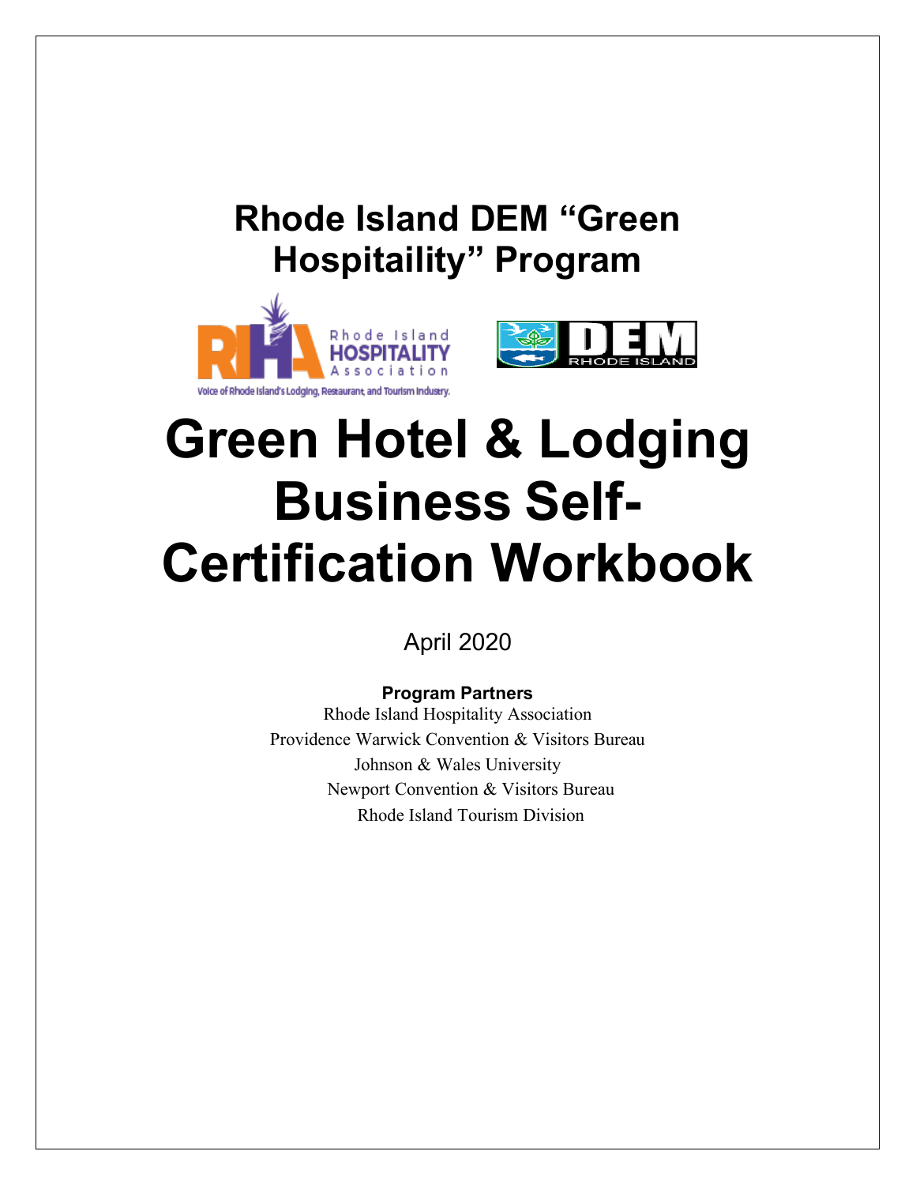# Rhode Island DEM "Green Hospitaility" Program

# Green Hotel & Lodging Business Self-Certification Workbook

April 2020

**Program Partners**

Rhode Island Hospitality Association
Providence Warwick Convention & Visitors Bureau
Johnson & Wales University
Newport Convention & Visitors Bureau
Rhode Island Tourism Division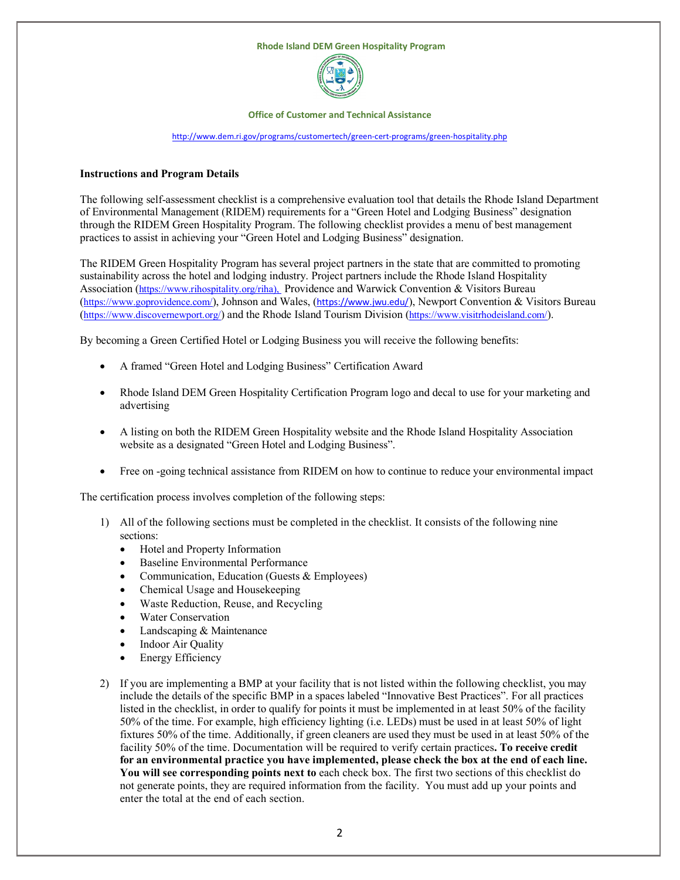**Rhode Island DEM Green Hospitality Program**

**Office of Customer and Technical Assistance**

http://www.dem.ri.gov/programs/customertech/green-cert-programs/green-hospitality.php

**Instructions and Program Details**

The following self-assessment checklist is a comprehensive evaluation tool that details the Rhode Island Department of Environmental Management (RIDEM) requirements for a "Green Hotel and Lodging Business" designation through the RIDEM Green Hospitality Program. The following checklist provides a menu of best management practices to assist in achieving your "Green Hotel and Lodging Business" designation.

The RIDEM Green Hospitality Program has several project partners in the state that are committed to promoting sustainability across the hotel and lodging industry. Project partners include the Rhode Island Hospitality Association (https://www.rihospitality.org/riha), Providence and Warwick Convention & Visitors Bureau (https://www.goprovidence.com/), Johnson and Wales, (https://www.jwu.edu/), Newport Convention & Visitors Bureau (https://www.discovernewport.org/) and the Rhode Island Tourism Division (https://www.visitrhodeisland.com/).

By becoming a Green Certified Hotel or Lodging Business you will receive the following benefits:

- A framed "Green Hotel and Lodging Business" Certification Award
- Rhode Island DEM Green Hospitality Certification Program logo and decal to use for your marketing and advertising
- A listing on both the RIDEM Green Hospitality website and the Rhode Island Hospitality Association website as a designated "Green Hotel and Lodging Business".
- Free on -going technical assistance from RIDEM on how to continue to reduce your environmental impact

The certification process involves completion of the following steps:

1) All of the following sections must be completed in the checklist. It consists of the following nine sections:
   - Hotel and Property Information
   - Baseline Environmental Performance
   - Communication, Education (Guests & Employees)
   - Chemical Usage and Housekeeping
   - Waste Reduction, Reuse, and Recycling
   - Water Conservation
   - Landscaping & Maintenance
   - Indoor Air Quality
   - Energy Efficiency
2) If you are implementing a BMP at your facility that is not listed within the following checklist, you may include the details of the specific BMP in a spaces labeled "Innovative Best Practices". For all practices listed in the checklist, in order to qualify for points it must be implemented in at least 50% of the facility 50% of the time. For example, high efficiency lighting (i.e. LEDs) must be used in at least 50% of light fixtures 50% of the time. Additionally, if green cleaners are used they must be used in at least 50% of the facility 50% of the time. Documentation will be required to verify certain practices**. To receive credit for an environmental practice you have implemented, please check the box at the end of each line. You will see corresponding points next to** each check box. The first two sections of this checklist do not generate points, they are required information from the facility. You must add up your points and enter the total at the end of each section.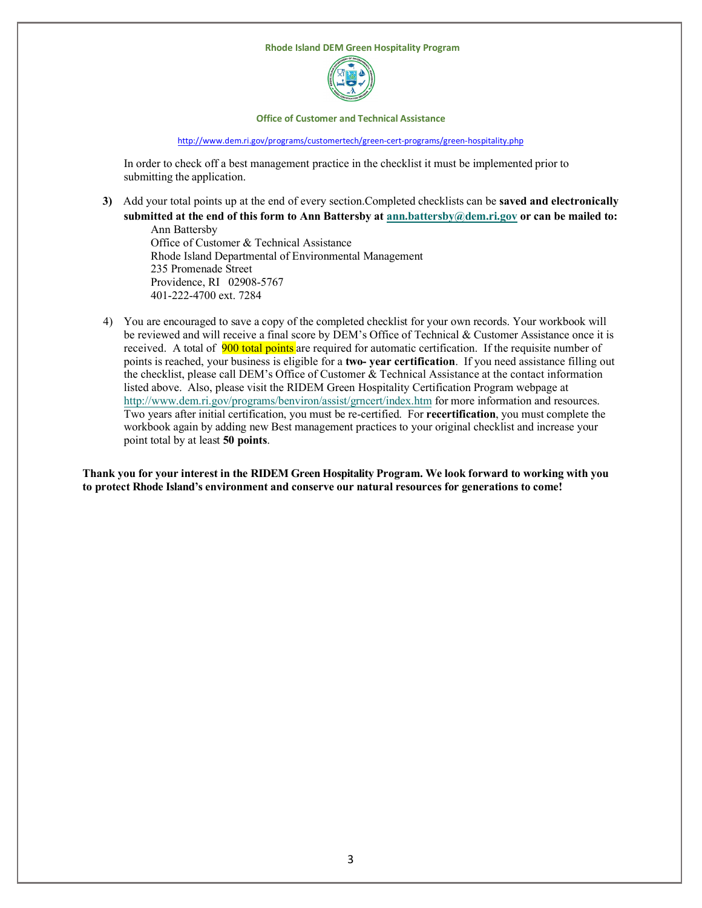In order to check off a best management practice in the checklist it must be implemented prior to submitting the application.

3) Add your total points up at the end of every section.Completed checklists can be **saved and electronically submitted at the end of this form to Ann Battersby at ann.battersby@dem.ri.gov or can be mailed to:**

   Ann Battersby
   Office of Customer & Technical Assistance
   Rhode Island Departmental of Environmental Management
   235 Promenade Street
   Providence, RI 02908-5767
   401-222-4700 ext. 7284

4) You are encouraged to save a copy of the completed checklist for your own records. Your workbook will be reviewed and will receive a final score by DEM's Office of Technical & Customer Assistance once it is received. A total of 900 total points are required for automatic certification. If the requisite number of points is reached, your business is eligible for a **two- year certification**. If you need assistance filling out the checklist, please call DEM's Office of Customer & Technical Assistance at the contact information listed above. Also, please visit the RIDEM Green Hospitality Certification Program webpage at http://www.dem.ri.gov/programs/benviron/assist/grncert/index.htm for more information and resources. Two years after initial certification, you must be re-certified. For **recertification**, you must complete the workbook again by adding new Best management practices to your original checklist and increase your point total by at least **50 points**.

**Thank you for your interest in the RIDEM Green Hospitality Program. We look forward to working with you to protect Rhode Island's environment and conserve our natural resources for generations to come!**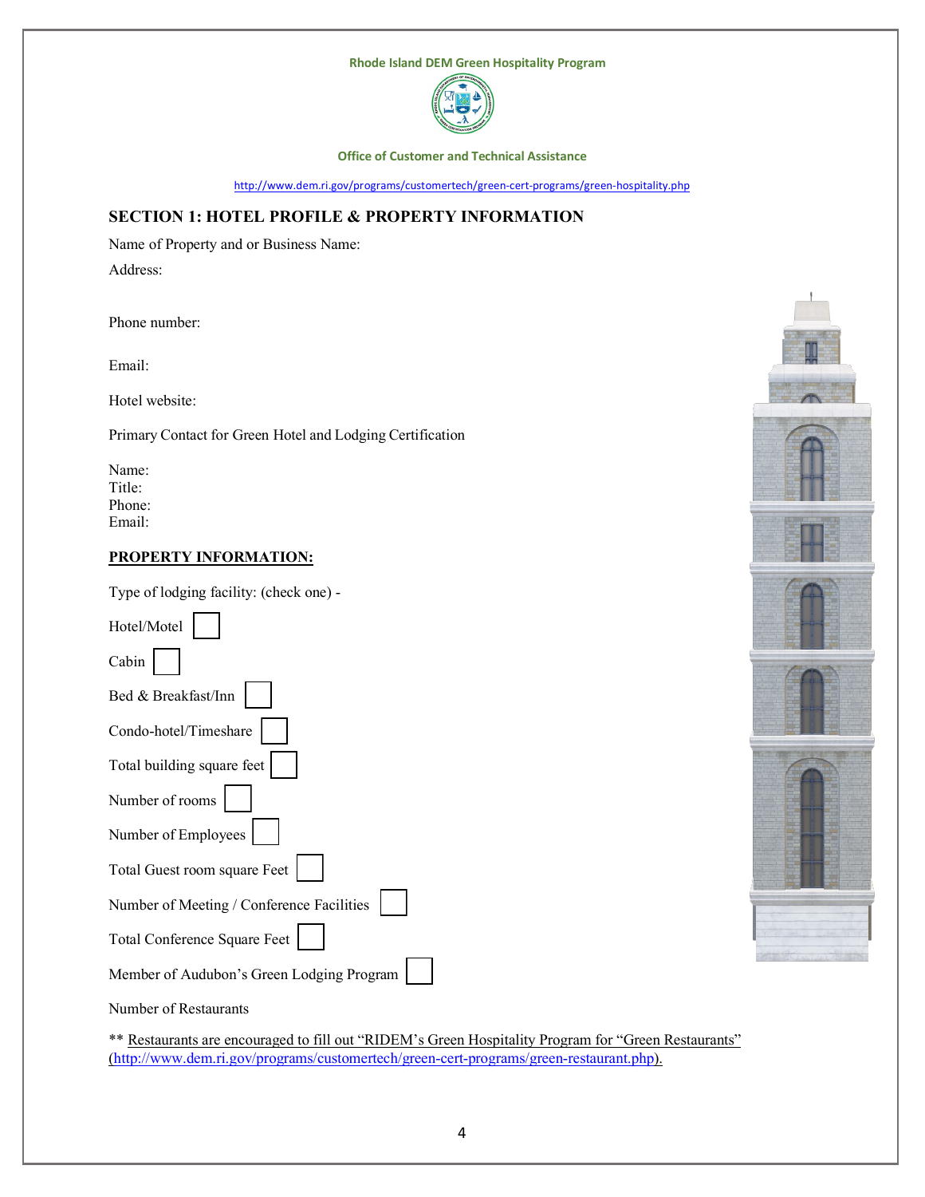Rhode Island DEM Green Hospitality Program

Office of Customer and Technical Assistance

http://www.dem.ri.gov/programs/customertech/green-cert-programs/green-hospitality.php

## SECTION 1: HOTEL PROFILE & PROPERTY INFORMATION

Name of Property and or Business Name:

Address:

Phone number:

Email:

Hotel website:

Primary Contact for Green Hotel and Lodging Certification

Name:
Title:
Phone:
Email:

**PROPERTY INFORMATION:**

Type of lodging facility: (check one) -

Hotel/Motel ☐

Cabin ☐

Bed & Breakfast/Inn ☐

Condo-hotel/Timeshare ☐

Total building square feet ☐

Number of rooms ☐

Number of Employees ☐

Total Guest room square Feet ☐

Number of Meeting / Conference Facilities ☐

Total Conference Square Feet ☐

Member of Audubon's Green Lodging Program ☐

Number of Restaurants

** Restaurants are encouraged to fill out "RIDEM's Green Hospitality Program for "Green Restaurants" (http://www.dem.ri.gov/programs/customertech/green-cert-programs/green-restaurant.php).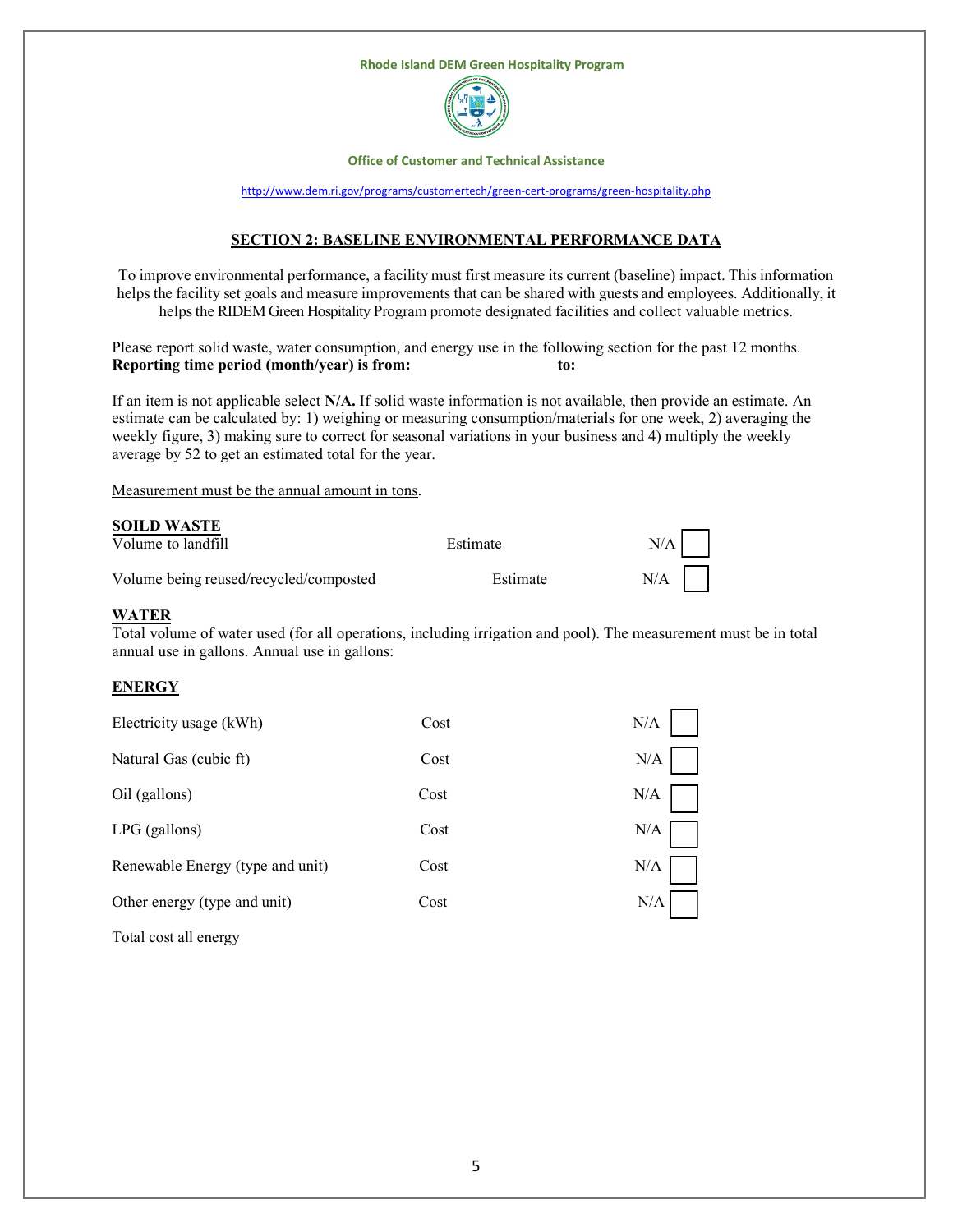Rhode Island DEM Green Hospitality Program

Office of Customer and Technical Assistance

http://www.dem.ri.gov/programs/customertech/green-cert-programs/green-hospitality.php

## SECTION 2: BASELINE ENVIRONMENTAL PERFORMANCE DATA

To improve environmental performance, a facility must first measure its current (baseline) impact. This information helps the facility set goals and measure improvements that can be shared with guests and employees. Additionally, it helps the RIDEM Green Hospitality Program promote designated facilities and collect valuable metrics.

Please report solid waste, water consumption, and energy use in the following section for the past 12 months.
**Reporting time period (month/year) is from: to:**

If an item is not applicable select **N/A.** If solid waste information is not available, then provide an estimate. An estimate can be calculated by: 1) weighing or measuring consumption/materials for one week, 2) averaging the weekly figure, 3) making sure to correct for seasonal variations in your business and 4) multiply the weekly average by 52 to get an estimated total for the year.

Measurement must be the annual amount in tons.

**SOILD WASTE**

| | | |
|---|---|---|
| Volume to landfill | Estimate | N/A ☐ |
| Volume being reused/recycled/composted | Estimate | N/A ☐ |

**WATER**

Total volume of water used (for all operations, including irrigation and pool). The measurement must be in total annual use in gallons. Annual use in gallons:

**ENERGY**

| | | |
|---|---|---|
| Electricity usage (kWh) | Cost | N/A ☐ |
| Natural Gas (cubic ft) | Cost | N/A ☐ |
| Oil (gallons) | Cost | N/A ☐ |
| LPG (gallons) | Cost | N/A ☐ |
| Renewable Energy (type and unit) | Cost | N/A ☐ |
| Other energy (type and unit) | Cost | N/A ☐ |

Total cost all energy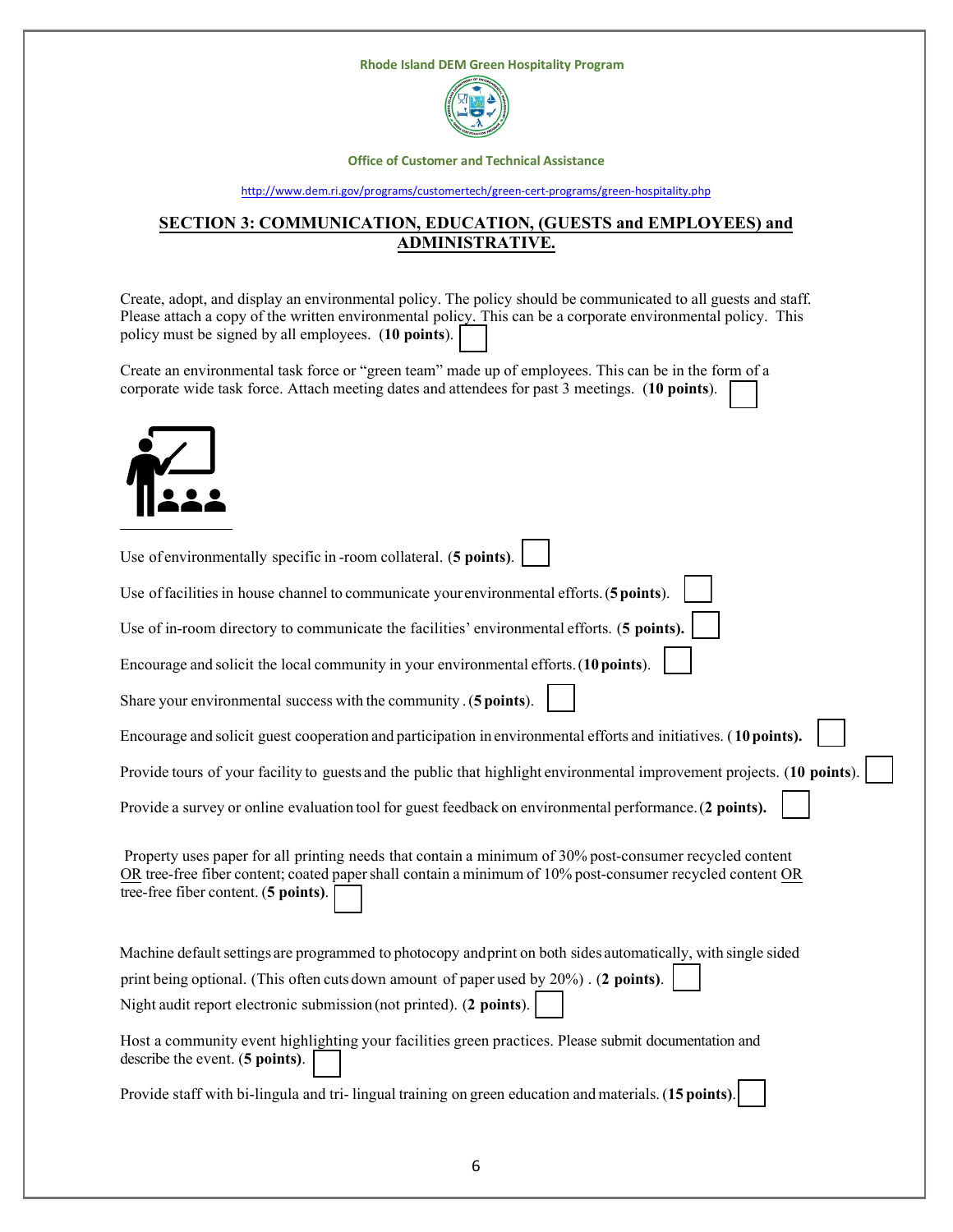Rhode Island DEM Green Hospitality Program

Office of Customer and Technical Assistance

http://www.dem.ri.gov/programs/customertech/green-cert-programs/green-hospitality.php

## SECTION 3: COMMUNICATION, EDUCATION, (GUESTS and EMPLOYEES) and ADMINISTRATIVE.

Create, adopt, and display an environmental policy. The policy should be communicated to all guests and staff. Please attach a copy of the written environmental policy. This can be a corporate environmental policy. This policy must be signed by all employees. (**10 points**). ☐

Create an environmental task force or "green team" made up of employees. This can be in the form of a corporate wide task force. Attach meeting dates and attendees for past 3 meetings. (**10 points**). ☐

Use of environmentally specific in -room collateral. (**5 points**). ☐

Use of facilities in house channel to communicate your environmental efforts. (**5 points**). ☐

Use of in-room directory to communicate the facilities' environmental efforts. (**5 points).** ☐

Encourage and solicit the local community in your environmental efforts. (**10 points**). ☐

Share your environmental success with the community . (**5 points**). ☐

Encourage and solicit guest cooperation and participation in environmental efforts and initiatives. ( **10 points).** ☐

Provide tours of your facility to guests and the public that highlight environmental improvement projects. (**10 points**). ☐

Provide a survey or online evaluation tool for guest feedback on environmental performance. (**2 points).** ☐

Property uses paper for all printing needs that contain a minimum of 30% post-consumer recycled content OR tree-free fiber content; coated paper shall contain a minimum of 10% post-consumer recycled content OR tree-free fiber content. (**5 points**). ☐

Machine default settings are programmed to photocopy and print on both sides automatically, with single sided print being optional. (This often cuts down amount of paper used by 20%) . (**2 points**). ☐

Night audit report electronic submission (not printed). (**2 points**). ☐

Host a community event highlighting your facilities green practices. Please submit documentation and describe the event. (**5 points**). ☐

Provide staff with bi-lingula and tri- lingual training on green education and materials. (**15 points**). ☐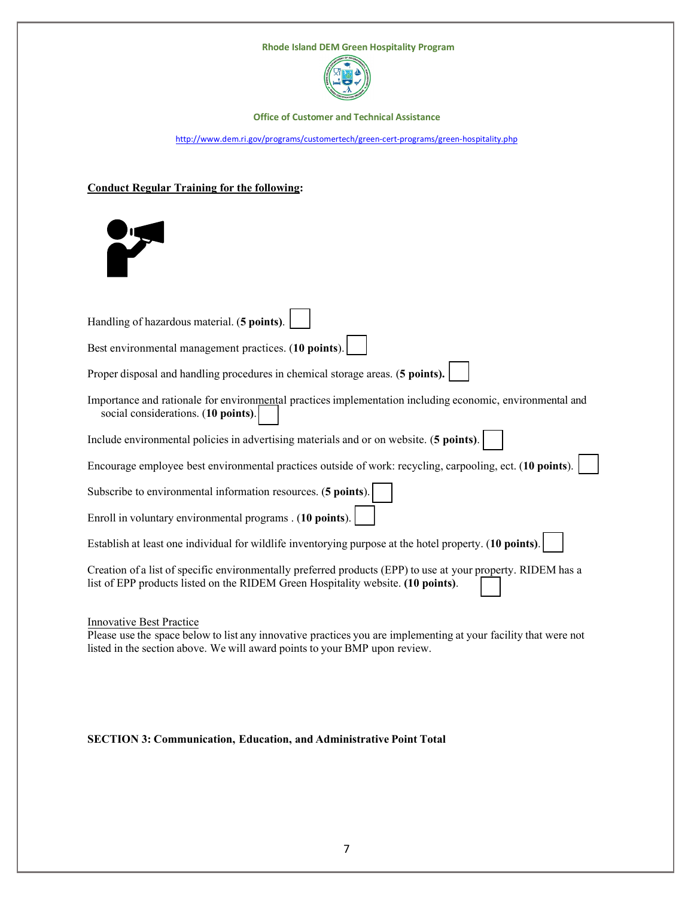**Conduct Regular Training for the following:**

Handling of hazardous material. (**5 points**). ☐

Best environmental management practices. (**10 points**). ☐

Proper disposal and handling procedures in chemical storage areas. (**5 points).** ☐

Importance and rationale for environmental practices implementation including economic, environmental and social considerations. (**10 points**). ☐

Include environmental policies in advertising materials and or on website. (**5 points**). ☐

Encourage employee best environmental practices outside of work: recycling, carpooling, ect. (**10 points**). ☐

Subscribe to environmental information resources. (**5 points**). ☐

Enroll in voluntary environmental programs . (**10 points**). ☐

Establish at least one individual for wildlife inventorying purpose at the hotel property. (**10 points**). ☐

Creation of a list of specific environmentally preferred products (EPP) to use at your property. RIDEM has a list of EPP products listed on the RIDEM Green Hospitality website. **(10 points)**. ☐

Innovative Best Practice

Please use the space below to list any innovative practices you are implementing at your facility that were not listed in the section above. We will award points to your BMP upon review.

**SECTION 3: Communication, Education, and Administrative Point Total**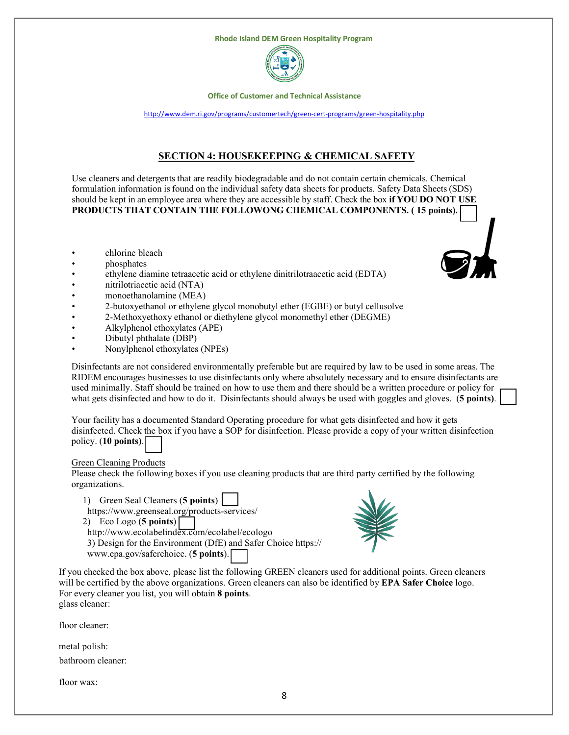Rhode Island DEM Green Hospitality Program

Office of Customer and Technical Assistance

http://www.dem.ri.gov/programs/customertech/green-cert-programs/green-hospitality.php

## SECTION 4: HOUSEKEEPING & CHEMICAL SAFETY

Use cleaners and detergents that are readily biodegradable and do not contain certain chemicals. Chemical formulation information is found on the individual safety data sheets for products. Safety Data Sheets (SDS) should be kept in an employee area where they are accessible by staff. Check the box **if YOU DO NOT USE PRODUCTS THAT CONTAIN THE FOLLOWONG CHEMICAL COMPONENTS. ( 15 points).** ☐

- chlorine bleach
- phosphates
- ethylene diamine tetraacetic acid or ethylene dinitrilotraacetic acid (EDTA)
- nitrilotriacetic acid (NTA)
- monoethanolamine (MEA)
- 2-butoxyethanol or ethylene glycol monobutyl ether (EGBE) or butyl cellusolve
- 2-Methoxyethoxy ethanol or diethylene glycol monomethyl ether (DEGME)
- Alkylphenol ethoxylates (APE)
- Dibutyl phthalate (DBP)
- Nonylphenol ethoxylates (NPEs)

Disinfectants are not considered environmentally preferable but are required by law to be used in some areas. The RIDEM encourages businesses to use disinfectants only where absolutely necessary and to ensure disinfectants are used minimally. Staff should be trained on how to use them and there should be a written procedure or policy for what gets disinfected and how to do it. Disinfectants should always be used with goggles and gloves. (**5 points**). ☐

Your facility has a documented Standard Operating procedure for what gets disinfected and how it gets disinfected. Check the box if you have a SOP for disinfection. Please provide a copy of your written disinfection policy. (**10 points**). ☐

Green Cleaning Products

Please check the following boxes if you use cleaning products that are third party certified by the following organizations.

1) Green Seal Cleaners (**5 points**) ☐
   https://www.greenseal.org/products-services/
2) Eco Logo (**5 points**) ☐
   http://www.ecolabelindex.com/ecolabel/ecologo
3) Design for the Environment (DfE) and Safer Choice https://www.epa.gov/saferchoice. (**5 points**). ☐

If you checked the box above, please list the following GREEN cleaners used for additional points. Green cleaners will be certified by the above organizations. Green cleaners can also be identified by **EPA Safer Choice** logo. For every cleaner you list, you will obtain **8 points**.

glass cleaner:

floor cleaner:

metal polish:

bathroom cleaner:

floor wax: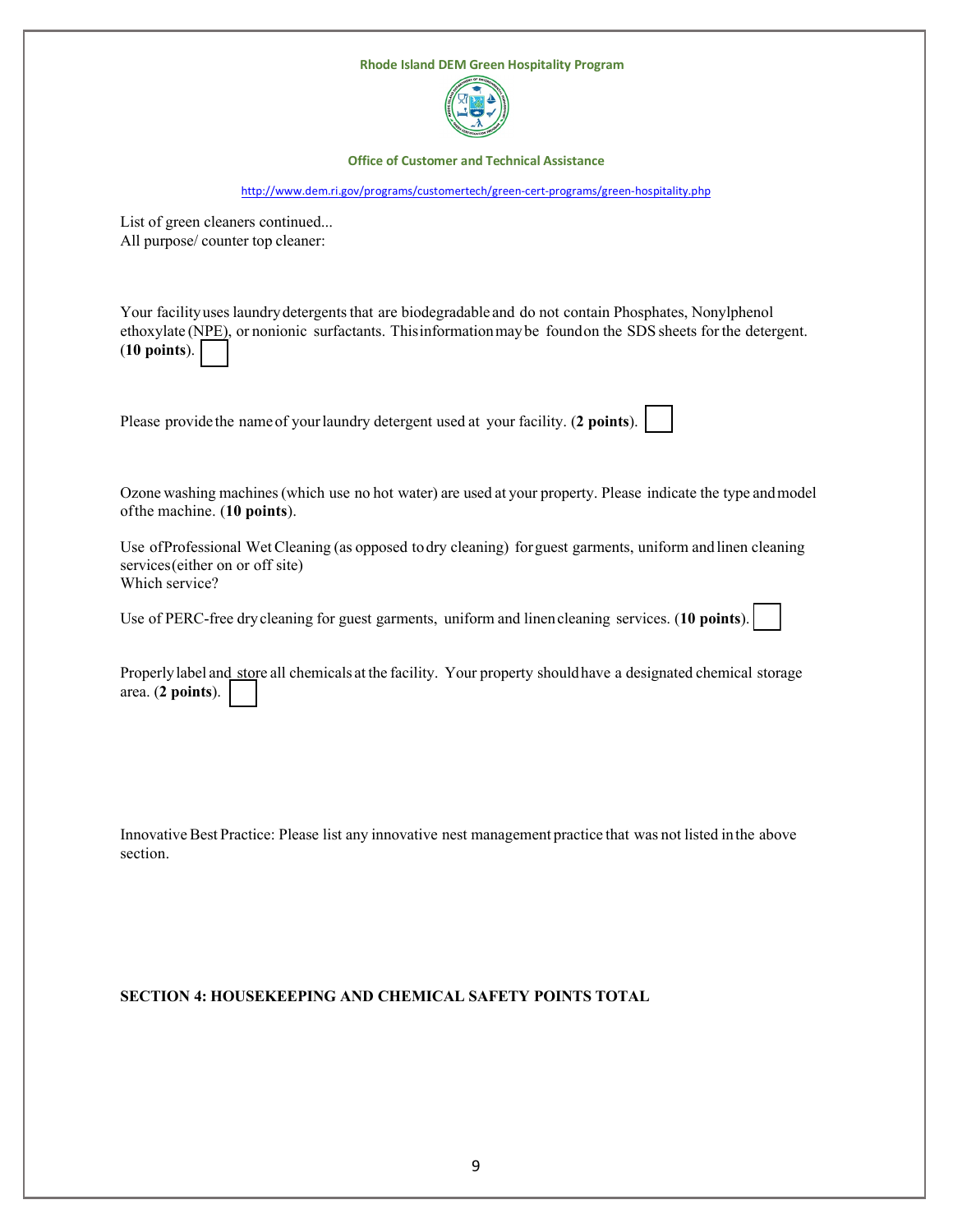List of green cleaners continued...
All purpose/ counter top cleaner:

Your facility uses laundry detergents that are biodegradable and do not contain Phosphates, Nonylphenol ethoxylate (NPE), or nonionic surfactants. This information may be found on the SDS sheets for the detergent. (**10 points**). ☐

Please provide the name of your laundry detergent used at your facility. (**2 points**). ☐

Ozone washing machines (which use no hot water) are used at your property. Please indicate the type and model of the machine. (**10 points**).

Use of Professional Wet Cleaning (as opposed to dry cleaning) for guest garments, uniform and linen cleaning services (either on or off site)
Which service?

Use of PERC-free dry cleaning for guest garments, uniform and linen cleaning services. (**10 points**). ☐

Properly label and store all chemicals at the facility. Your property should have a designated chemical storage area. (**2 points**). ☐

Innovative Best Practice: Please list any innovative nest management practice that was not listed in the above section.

**SECTION 4: HOUSEKEEPING AND CHEMICAL SAFETY POINTS TOTAL**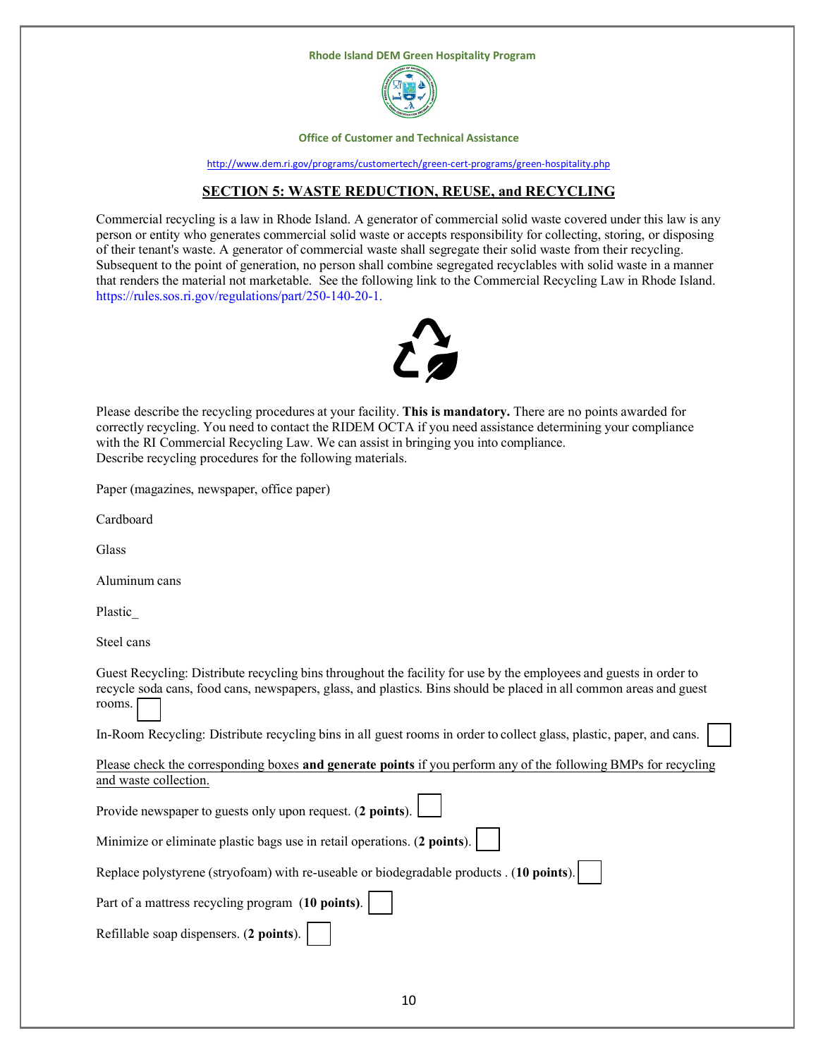Rhode Island DEM Green Hospitality Program

Office of Customer and Technical Assistance

http://www.dem.ri.gov/programs/customertech/green-cert-programs/green-hospitality.php

## SECTION 5: WASTE REDUCTION, REUSE, and RECYCLING

Commercial recycling is a law in Rhode Island. A generator of commercial solid waste covered under this law is any person or entity who generates commercial solid waste or accepts responsibility for collecting, storing, or disposing of their tenant's waste. A generator of commercial waste shall segregate their solid waste from their recycling. Subsequent to the point of generation, no person shall combine segregated recyclables with solid waste in a manner that renders the material not marketable. See the following link to the Commercial Recycling Law in Rhode Island. https://rules.sos.ri.gov/regulations/part/250-140-20-1.

Please describe the recycling procedures at your facility. **This is mandatory.** There are no points awarded for correctly recycling. You need to contact the RIDEM OCTA if you need assistance determining your compliance with the RI Commercial Recycling Law. We can assist in bringing you into compliance.
Describe recycling procedures for the following materials.

Paper (magazines, newspaper, office paper)

Cardboard

Glass

Aluminum cans

Plastic_

Steel cans

Guest Recycling: Distribute recycling bins throughout the facility for use by the employees and guests in order to recycle soda cans, food cans, newspapers, glass, and plastics. Bins should be placed in all common areas and guest rooms. ☐

In-Room Recycling: Distribute recycling bins in all guest rooms in order to collect glass, plastic, paper, and cans. ☐

Please check the corresponding boxes **and generate points** if you perform any of the following BMPs for recycling and waste collection.

Provide newspaper to guests only upon request. (**2 points**). ☐

Minimize or eliminate plastic bags use in retail operations. (**2 points**). ☐

Replace polystyrene (stryofoam) with re-useable or biodegradable products . (**10 points**). ☐

Part of a mattress recycling program (**10 points**). ☐

Refillable soap dispensers. (**2 points**). ☐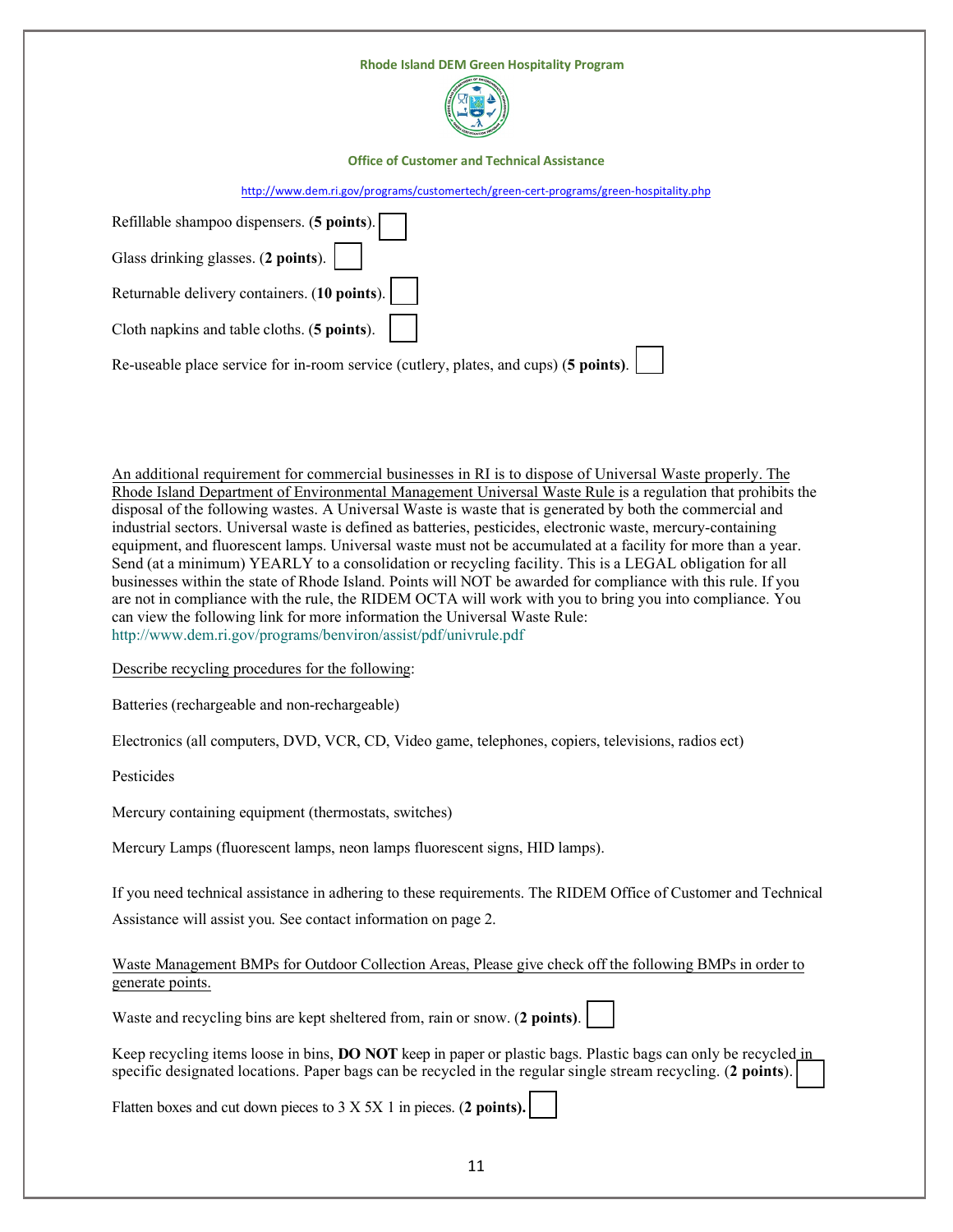Refillable shampoo dispensers. (**5 points**). ☐

Glass drinking glasses. (**2 points**). ☐

Returnable delivery containers. (**10 points**). ☐

Cloth napkins and table cloths. (**5 points**). ☐

Re-useable place service for in-room service (cutlery, plates, and cups) (**5 points)**. ☐

An additional requirement for commercial businesses in RI is to dispose of Universal Waste properly. The Rhode Island Department of Environmental Management Universal Waste Rule is a regulation that prohibits the disposal of the following wastes. A Universal Waste is waste that is generated by both the commercial and industrial sectors. Universal waste is defined as batteries, pesticides, electronic waste, mercury-containing equipment, and fluorescent lamps. Universal waste must not be accumulated at a facility for more than a year. Send (at a minimum) YEARLY to a consolidation or recycling facility. This is a LEGAL obligation for all businesses within the state of Rhode Island. Points will NOT be awarded for compliance with this rule. If you are not in compliance with the rule, the RIDEM OCTA will work with you to bring you into compliance. You can view the following link for more information the Universal Waste Rule: http://www.dem.ri.gov/programs/benviron/assist/pdf/univrule.pdf

Describe recycling procedures for the following:

Batteries (rechargeable and non-rechargeable)

Electronics (all computers, DVD, VCR, CD, Video game, telephones, copiers, televisions, radios ect)

Pesticides

Mercury containing equipment (thermostats, switches)

Mercury Lamps (fluorescent lamps, neon lamps fluorescent signs, HID lamps).

If you need technical assistance in adhering to these requirements. The RIDEM Office of Customer and Technical Assistance will assist you. See contact information on page 2.

Waste Management BMPs for Outdoor Collection Areas, Please give check off the following BMPs in order to generate points.

Waste and recycling bins are kept sheltered from, rain or snow. (**2 points)**. ☐

Keep recycling items loose in bins, **DO NOT** keep in paper or plastic bags. Plastic bags can only be recycled in specific designated locations. Paper bags can be recycled in the regular single stream recycling. (**2 points**). ☐

Flatten boxes and cut down pieces to 3 X 5X 1 in pieces. (**2 points).** ☐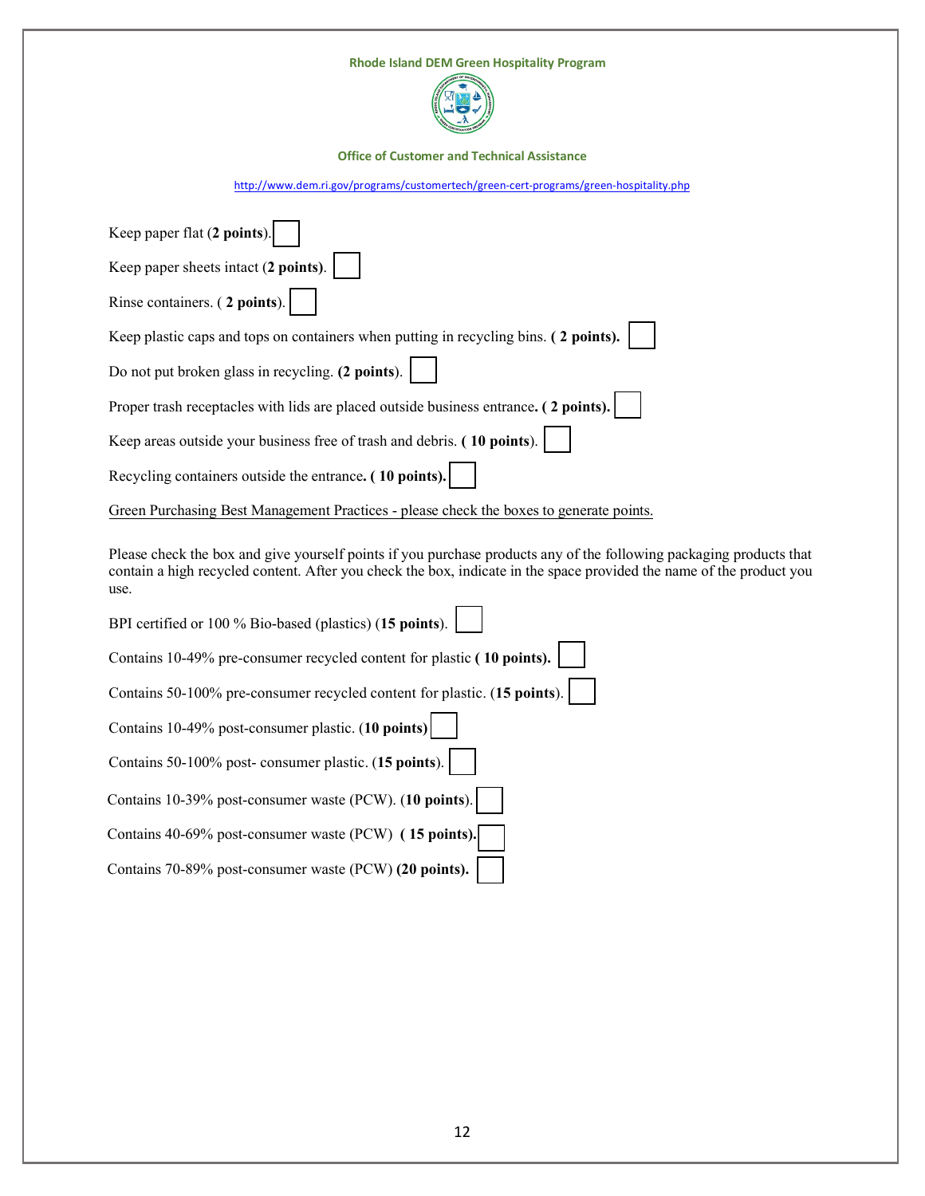Keep paper flat (**2 points**). ☐

Keep paper sheets intact (**2 points)**. ☐

Rinse containers. ( **2 points**). ☐

Keep plastic caps and tops on containers when putting in recycling bins. **( 2 points).** ☐

Do not put broken glass in recycling. **(2 points**). ☐

Proper trash receptacles with lids are placed outside business entrance**. ( 2 points).** ☐

Keep areas outside your business free of trash and debris. **( 10 points**). ☐

Recycling containers outside the entrance**. ( 10 points).** ☐

<u>Green Purchasing Best Management Practices - please check the boxes to generate points.</u>

Please check the box and give yourself points if you purchase products any of the following packaging products that contain a high recycled content. After you check the box, indicate in the space provided the name of the product you use.

BPI certified or 100 % Bio-based (plastics) (**15 points**). ☐

Contains 10-49% pre-consumer recycled content for plastic **( 10 points).** ☐

Contains 50-100% pre-consumer recycled content for plastic. (**15 points**). ☐

Contains 10-49% post-consumer plastic. (**10 points)** ☐

Contains 50-100% post- consumer plastic. (**15 points**). ☐

Contains 10-39% post-consumer waste (PCW). (**10 points**). ☐

Contains 40-69% post-consumer waste (PCW) **( 15 points).** ☐

Contains 70-89% post-consumer waste (PCW) **(20 points).** ☐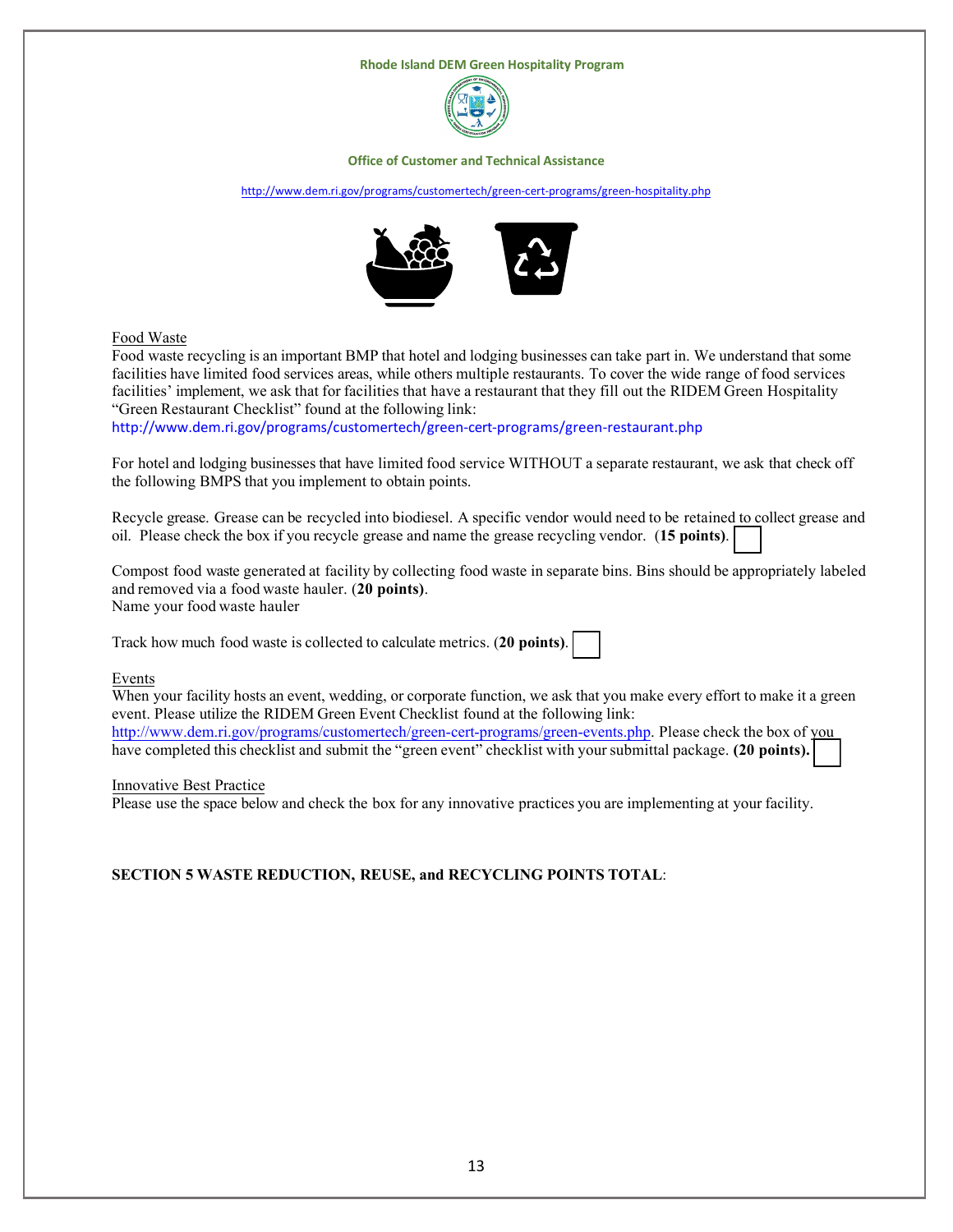Rhode Island DEM Green Hospitality Program

Office of Customer and Technical Assistance

http://www.dem.ri.gov/programs/customertech/green-cert-programs/green-hospitality.php

Food Waste

Food waste recycling is an important BMP that hotel and lodging businesses can take part in. We understand that some facilities have limited food services areas, while others multiple restaurants. To cover the wide range of food services facilities' implement, we ask that for facilities that have a restaurant that they fill out the RIDEM Green Hospitality "Green Restaurant Checklist" found at the following link:

http://www.dem.ri.gov/programs/customertech/green-cert-programs/green-restaurant.php

For hotel and lodging businesses that have limited food service WITHOUT a separate restaurant, we ask that check off the following BMPS that you implement to obtain points.

Recycle grease. Grease can be recycled into biodiesel. A specific vendor would need to be retained to collect grease and oil. Please check the box if you recycle grease and name the grease recycling vendor. (**15 points**). ☐

Compost food waste generated at facility by collecting food waste in separate bins. Bins should be appropriately labeled and removed via a food waste hauler. (**20 points**).

Name your food waste hauler

Track how much food waste is collected to calculate metrics. (**20 points**). ☐

Events

When your facility hosts an event, wedding, or corporate function, we ask that you make every effort to make it a green event. Please utilize the RIDEM Green Event Checklist found at the following link: http://www.dem.ri.gov/programs/customertech/green-cert-programs/green-events.php. Please check the box of you have completed this checklist and submit the "green event" checklist with your submittal package. **(20 points).** ☐

Innovative Best Practice

Please use the space below and check the box for any innovative practices you are implementing at your facility.

**SECTION 5 WASTE REDUCTION, REUSE, and RECYCLING POINTS TOTAL**: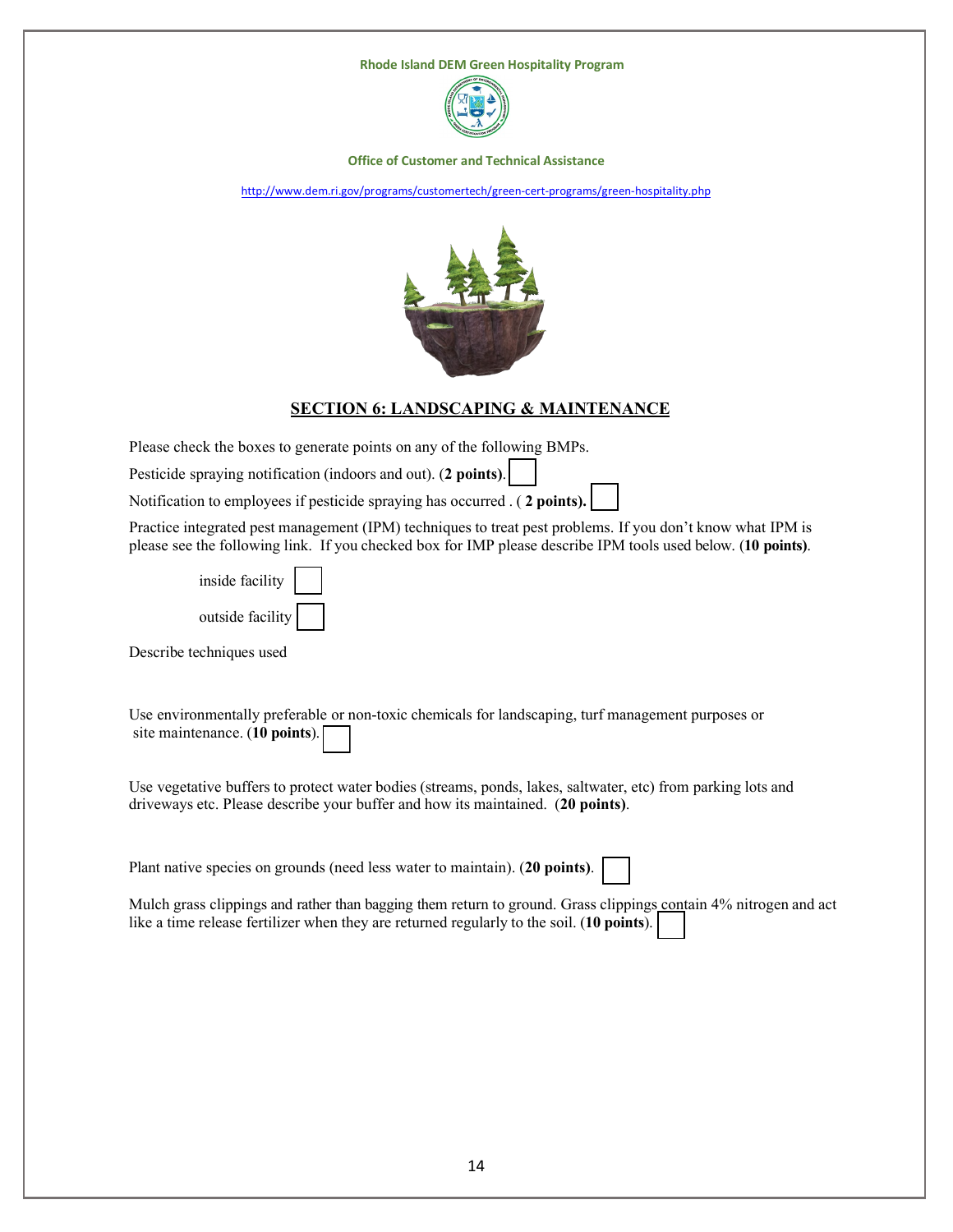Rhode Island DEM Green Hospitality Program

Office of Customer and Technical Assistance

http://www.dem.ri.gov/programs/customertech/green-cert-programs/green-hospitality.php

## SECTION 6: LANDSCAPING & MAINTENANCE

Please check the boxes to generate points on any of the following BMPs.

Pesticide spraying notification (indoors and out). (**2 points**). ☐

Notification to employees if pesticide spraying has occurred . ( **2 points).** ☐

Practice integrated pest management (IPM) techniques to treat pest problems. If you don't know what IPM is please see the following link. If you checked box for IMP please describe IPM tools used below. (**10 points**).

- inside facility ☐
- outside facility ☐

Describe techniques used

Use environmentally preferable or non-toxic chemicals for landscaping, turf management purposes or site maintenance. (**10 points**). ☐

Use vegetative buffers to protect water bodies (streams, ponds, lakes, saltwater, etc) from parking lots and driveways etc. Please describe your buffer and how its maintained. (**20 points)**.

Plant native species on grounds (need less water to maintain). (**20 points)**. ☐

Mulch grass clippings and rather than bagging them return to ground. Grass clippings contain 4% nitrogen and act like a time release fertilizer when they are returned regularly to the soil. (**10 points**). ☐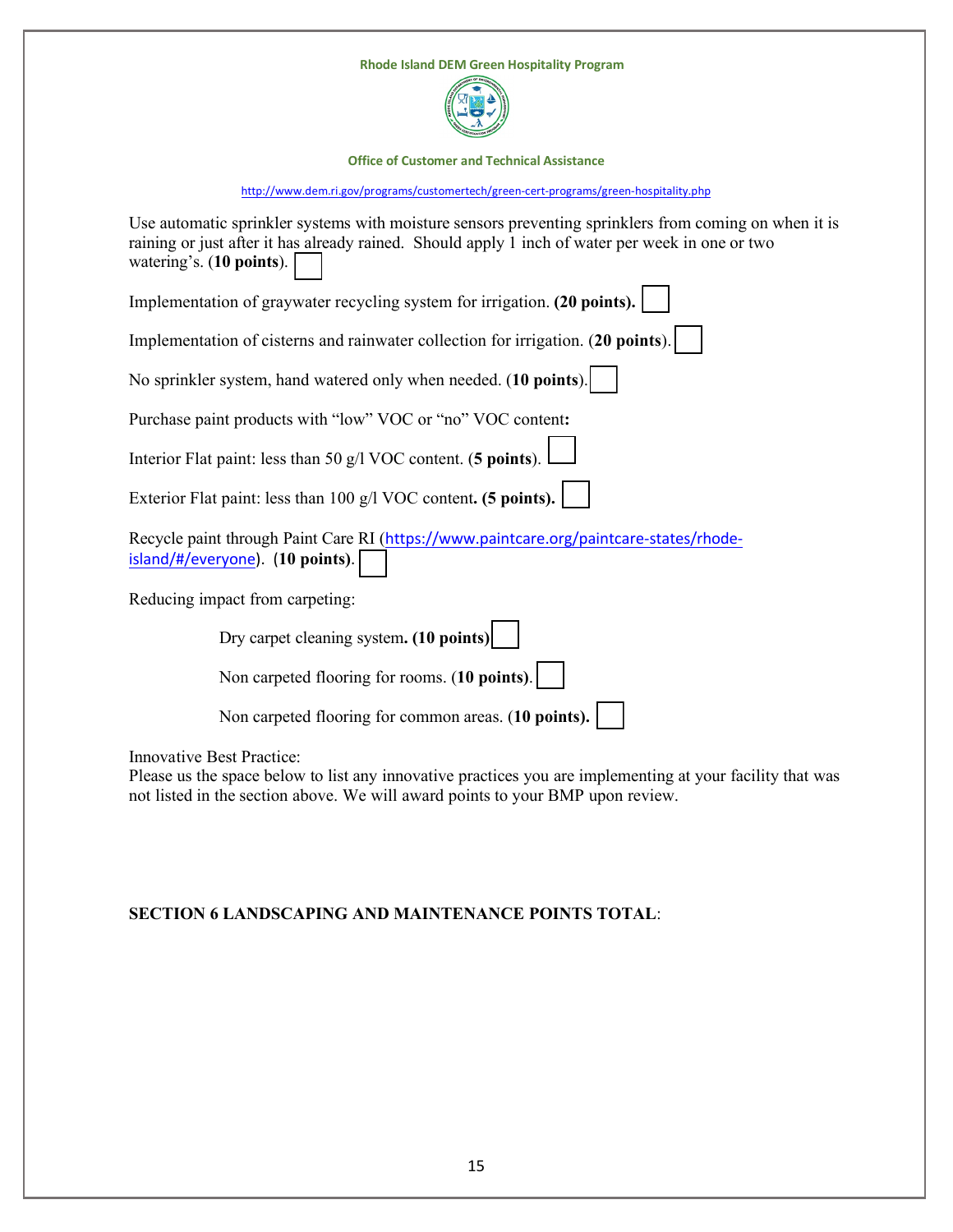Use automatic sprinkler systems with moisture sensors preventing sprinklers from coming on when it is raining or just after it has already rained. Should apply 1 inch of water per week in one or two watering's. (**10 points**). ☐

Implementation of graywater recycling system for irrigation. **(20 points).** ☐

Implementation of cisterns and rainwater collection for irrigation. (**20 points**). ☐

No sprinkler system, hand watered only when needed. (**10 points**). ☐

Purchase paint products with "low" VOC or "no" VOC content**:**

Interior Flat paint: less than 50 g/l VOC content. (**5 points**). ☐

Exterior Flat paint: less than 100 g/l VOC content**. (5 points).** ☐

Recycle paint through Paint Care RI (https://www.paintcare.org/paintcare-states/rhode-island/#/everyone). (**10 points**). ☐

Reducing impact from carpeting:

- Dry carpet cleaning system**. (10 points)** ☐
- Non carpeted flooring for rooms. (**10 points**). ☐
- Non carpeted flooring for common areas. (**10 points).** ☐

Innovative Best Practice:
Please us the space below to list any innovative practices you are implementing at your facility that was not listed in the section above. We will award points to your BMP upon review.

**SECTION 6 LANDSCAPING AND MAINTENANCE POINTS TOTAL**: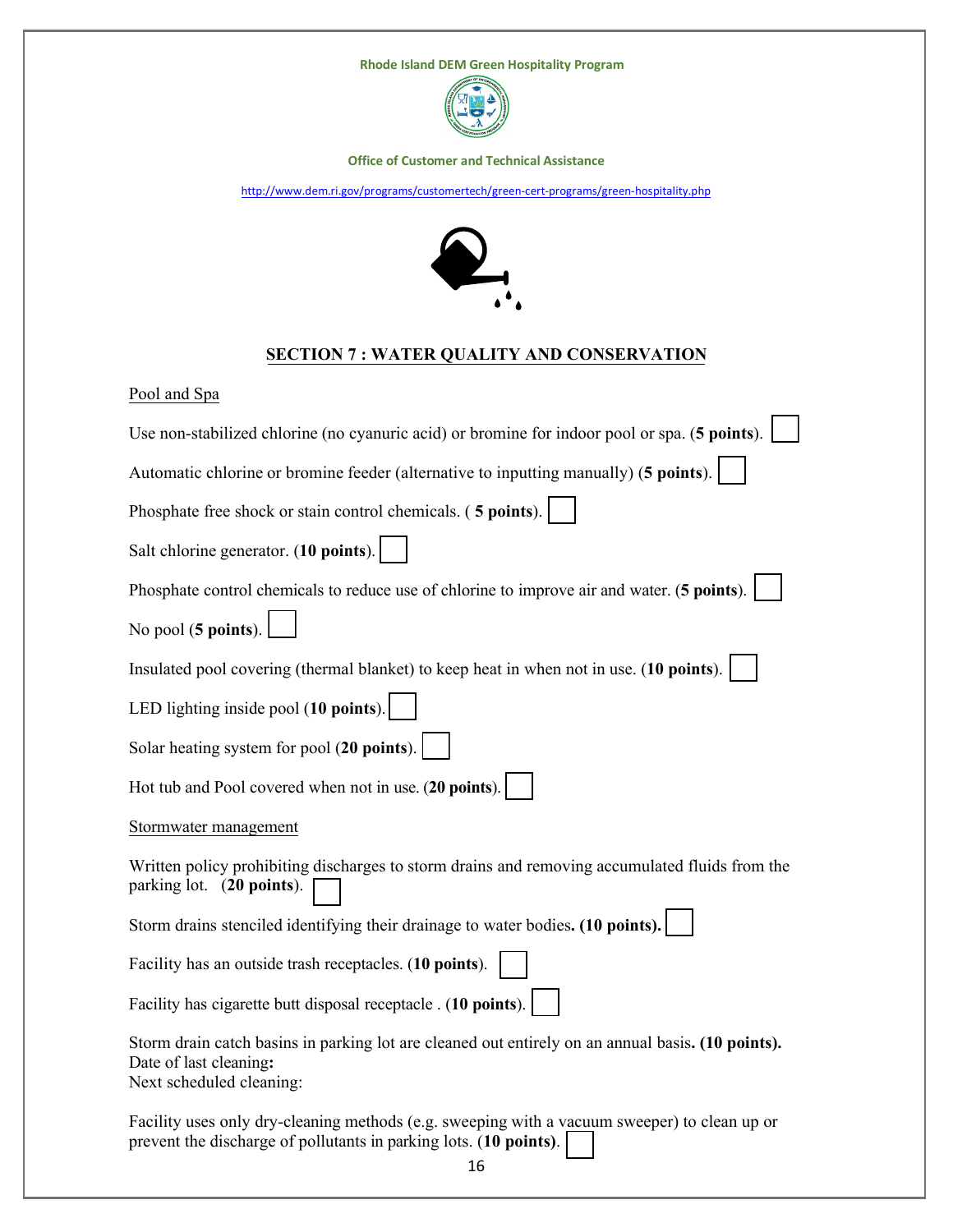Rhode Island DEM Green Hospitality Program

Office of Customer and Technical Assistance

http://www.dem.ri.gov/programs/customertech/green-cert-programs/green-hospitality.php

## SECTION 7 : WATER QUALITY AND CONSERVATION

Pool and Spa

Use non-stabilized chlorine (no cyanuric acid) or bromine for indoor pool or spa. (**5 points**). ☐

Automatic chlorine or bromine feeder (alternative to inputting manually) (**5 points**). ☐

Phosphate free shock or stain control chemicals. ( **5 points**). ☐

Salt chlorine generator. (**10 points**). ☐

Phosphate control chemicals to reduce use of chlorine to improve air and water. (**5 points**). ☐

No pool (**5 points**). ☐

Insulated pool covering (thermal blanket) to keep heat in when not in use. (**10 points**). ☐

LED lighting inside pool (**10 points**). ☐

Solar heating system for pool (**20 points**). ☐

Hot tub and Pool covered when not in use. (**20 points**). ☐

Stormwater management

Written policy prohibiting discharges to storm drains and removing accumulated fluids from the parking lot. (**20 points**). ☐

Storm drains stenciled identifying their drainage to water bodies**. (10 points).** ☐

Facility has an outside trash receptacles. (**10 points**). ☐

Facility has cigarette butt disposal receptacle . (**10 points**). ☐

Storm drain catch basins in parking lot are cleaned out entirely on an annual basis**. (10 points).**
Date of last cleaning**:**
Next scheduled cleaning:

Facility uses only dry-cleaning methods (e.g. sweeping with a vacuum sweeper) to clean up or prevent the discharge of pollutants in parking lots. (**10 points**). ☐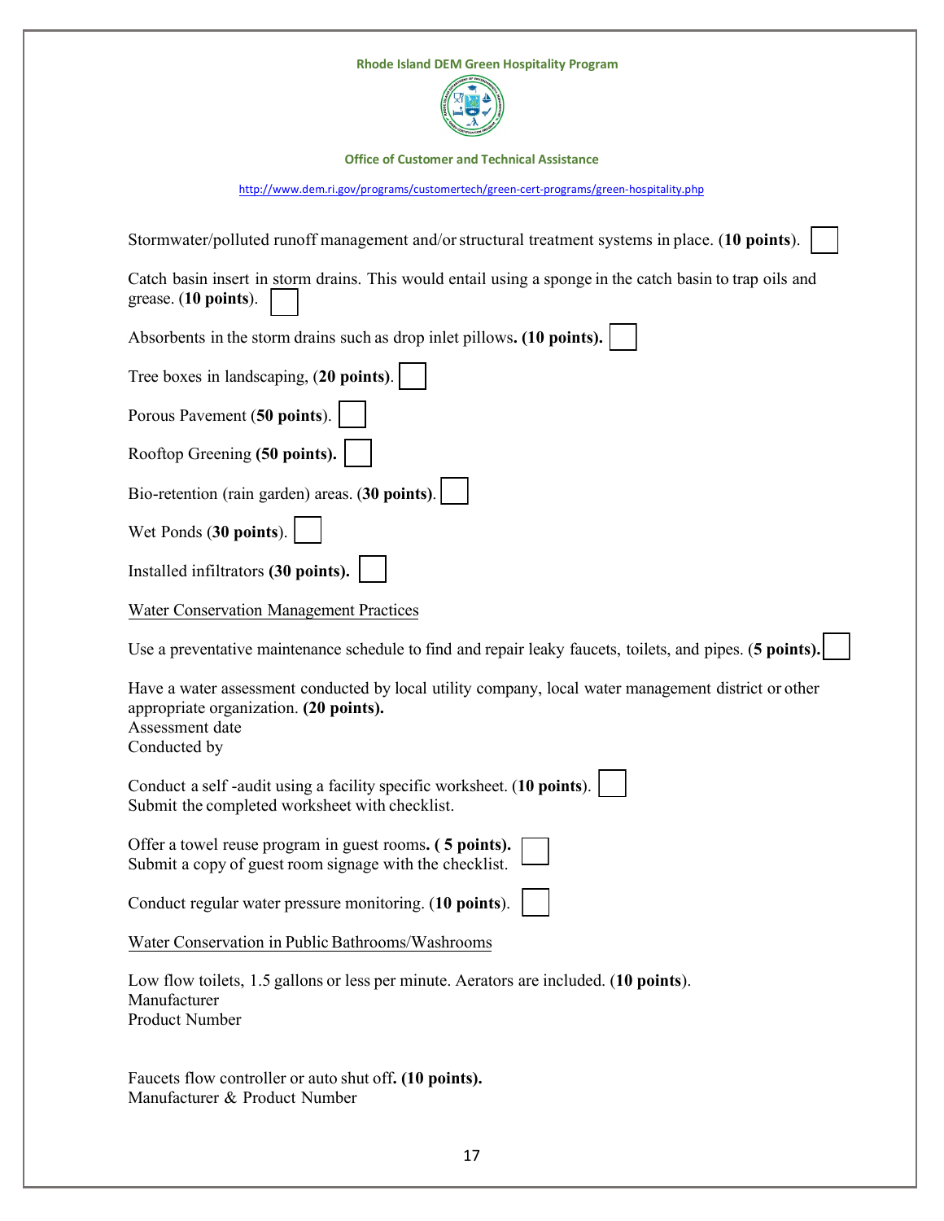Stormwater/polluted runoff management and/or structural treatment systems in place. (**10 points**). ☐

Catch basin insert in storm drains. This would entail using a sponge in the catch basin to trap oils and grease. (**10 points**). ☐

Absorbents in the storm drains such as drop inlet pillows**. (10 points).** ☐

Tree boxes in landscaping, (**20 points)**. ☐

Porous Pavement (**50 points**). ☐

Rooftop Greening **(50 points).** ☐

Bio-retention (rain garden) areas. (**30 points)**. ☐

Wet Ponds (**30 points**). ☐

Installed infiltrators **(30 points).** ☐

Water Conservation Management Practices

Use a preventative maintenance schedule to find and repair leaky faucets, toilets, and pipes. (**5 points).** ☐

Have a water assessment conducted by local utility company, local water management district or other appropriate organization. **(20 points).**
Assessment date
Conducted by

Conduct a self -audit using a facility specific worksheet. (**10 points**). ☐
Submit the completed worksheet with checklist.

Offer a towel reuse program in guest rooms**. ( 5 points).** ☐
Submit a copy of guest room signage with the checklist.

Conduct regular water pressure monitoring. (**10 points**). ☐

Water Conservation in Public Bathrooms/Washrooms

Low flow toilets, 1.5 gallons or less per minute. Aerators are included. (**10 points**).
Manufacturer
Product Number

Faucets flow controller or auto shut off**. (10 points).**
Manufacturer & Product Number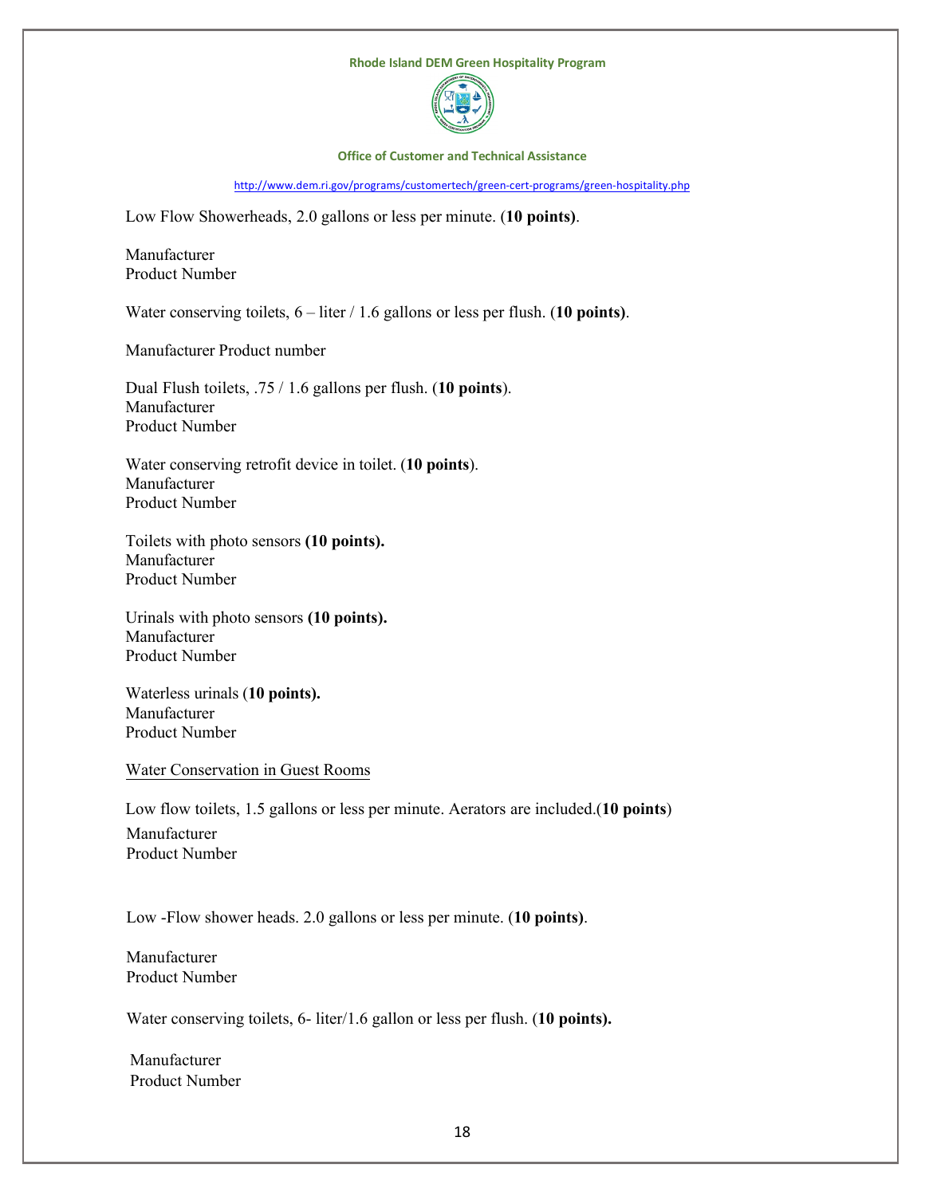Low Flow Showerheads, 2.0 gallons or less per minute. (**10 points)**.

Manufacturer
Product Number

Water conserving toilets, 6 – liter / 1.6 gallons or less per flush. (**10 points)**.

Manufacturer Product number

Dual Flush toilets, .75 / 1.6 gallons per flush. (**10 points**).
Manufacturer
Product Number

Water conserving retrofit device in toilet. (**10 points**).
Manufacturer
Product Number

Toilets with photo sensors **(10 points).**
Manufacturer
Product Number

Urinals with photo sensors **(10 points).**
Manufacturer
Product Number

Waterless urinals (**10 points).**
Manufacturer
Product Number

<u>Water Conservation in Guest Rooms</u>

Low flow toilets, 1.5 gallons or less per minute. Aerators are included.(**10 points**)
Manufacturer
Product Number

Low -Flow shower heads. 2.0 gallons or less per minute. (**10 points)**.

Manufacturer
Product Number

Water conserving toilets, 6- liter/1.6 gallon or less per flush. (**10 points).**

Manufacturer
Product Number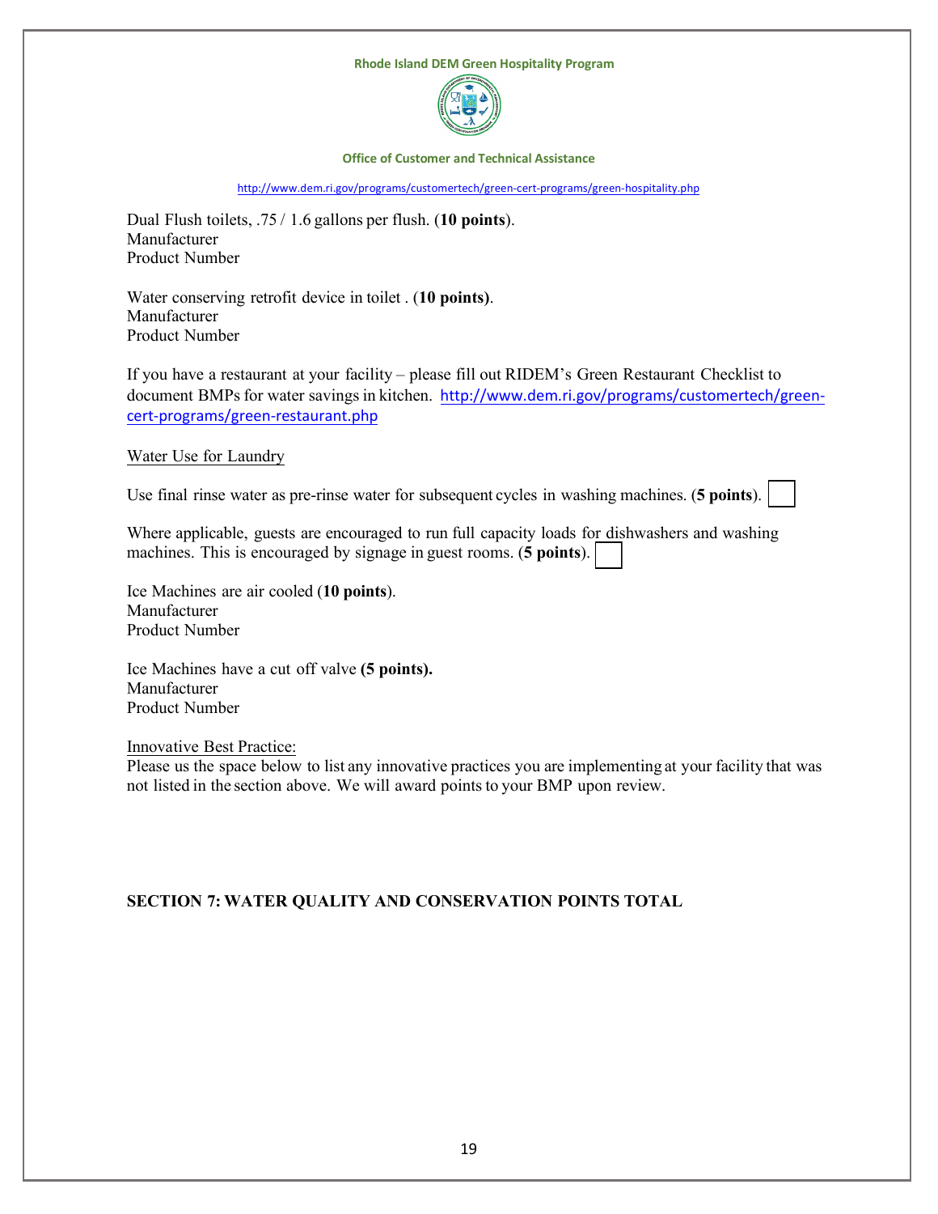Dual Flush toilets, .75 / 1.6 gallons per flush. (**10 points**).
Manufacturer
Product Number

Water conserving retrofit device in toilet . (**10 points)**.
Manufacturer
Product Number

If you have a restaurant at your facility – please fill out RIDEM's Green Restaurant Checklist to document BMPs for water savings in kitchen. http://www.dem.ri.gov/programs/customertech/green-cert-programs/green-restaurant.php

Water Use for Laundry

Use final rinse water as pre-rinse water for subsequent cycles in washing machines. (**5 points**). ☐

Where applicable, guests are encouraged to run full capacity loads for dishwashers and washing machines. This is encouraged by signage in guest rooms. (**5 points**). ☐

Ice Machines are air cooled (**10 points**).
Manufacturer
Product Number

Ice Machines have a cut off valve **(5 points).**
Manufacturer
Product Number

Innovative Best Practice:
Please us the space below to list any innovative practices you are implementing at your facility that was not listed in the section above. We will award points to your BMP upon review.

**SECTION 7: WATER QUALITY AND CONSERVATION POINTS TOTAL**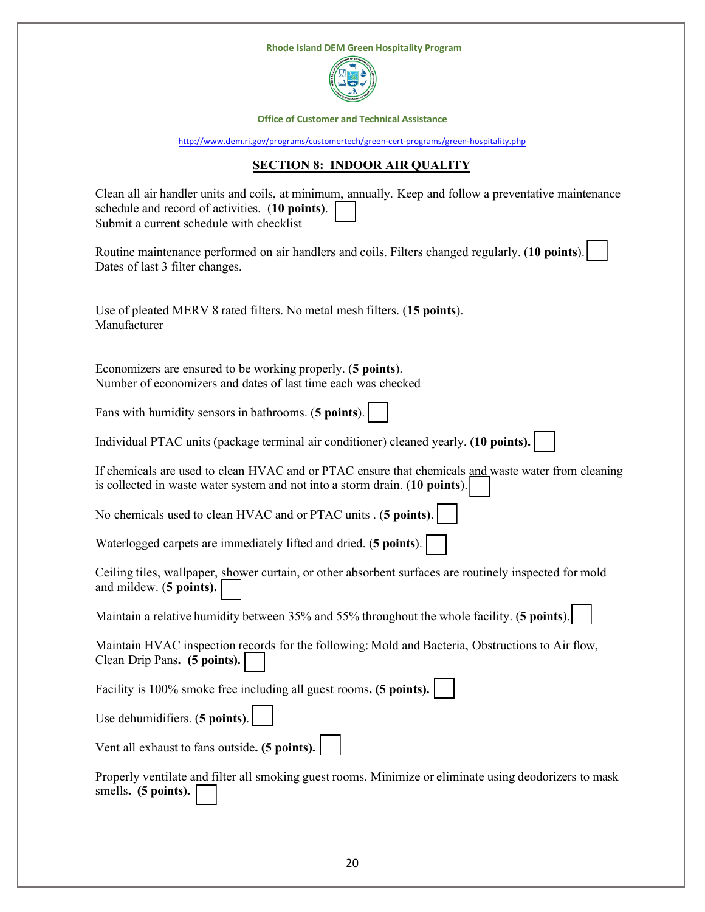Rhode Island DEM Green Hospitality Program

Office of Customer and Technical Assistance

http://www.dem.ri.gov/programs/customertech/green-cert-programs/green-hospitality.php

## SECTION 8: INDOOR AIR QUALITY

Clean all air handler units and coils, at minimum, annually. Keep and follow a preventative maintenance schedule and record of activities. (**10 points**). ☐
Submit a current schedule with checklist

Routine maintenance performed on air handlers and coils. Filters changed regularly. (**10 points**). ☐
Dates of last 3 filter changes.

Use of pleated MERV 8 rated filters. No metal mesh filters. (**15 points**).
Manufacturer

Economizers are ensured to be working properly. (**5 points**).
Number of economizers and dates of last time each was checked

Fans with humidity sensors in bathrooms. (**5 points**). ☐

Individual PTAC units (package terminal air conditioner) cleaned yearly. **(10 points).** ☐

If chemicals are used to clean HVAC and or PTAC ensure that chemicals and waste water from cleaning is collected in waste water system and not into a storm drain. (**10 points**). ☐

No chemicals used to clean HVAC and or PTAC units . (**5 points**). ☐

Waterlogged carpets are immediately lifted and dried. (**5 points**). ☐

Ceiling tiles, wallpaper, shower curtain, or other absorbent surfaces are routinely inspected for mold and mildew. (**5 points).** ☐

Maintain a relative humidity between 35% and 55% throughout the whole facility. (**5 points**). ☐

Maintain HVAC inspection records for the following: Mold and Bacteria, Obstructions to Air flow, Clean Drip Pans**. (5 points).** ☐

Facility is 100% smoke free including all guest rooms**. (5 points).** ☐

Use dehumidifiers. (**5 points**). ☐

Vent all exhaust to fans outside**. (5 points).** ☐

Properly ventilate and filter all smoking guest rooms. Minimize or eliminate using deodorizers to mask smells**. (5 points).** ☐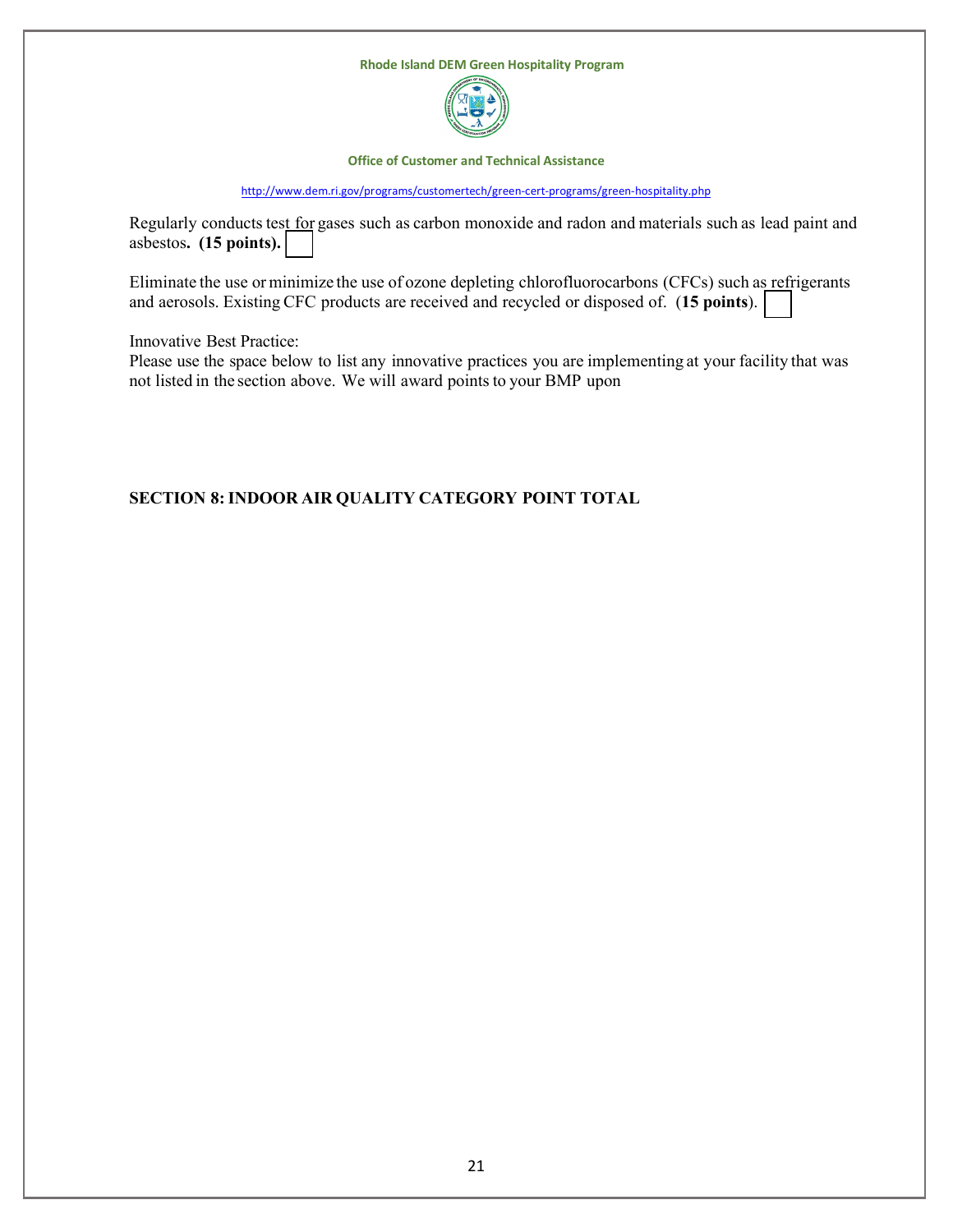Regularly conducts test for gases such as carbon monoxide and radon and materials such as lead paint and asbestos**. (15 points).** ☐

Eliminate the use or minimize the use of ozone depleting chlorofluorocarbons (CFCs) such as refrigerants and aerosols. Existing CFC products are received and recycled or disposed of. (**15 points**). ☐

Innovative Best Practice:
Please use the space below to list any innovative practices you are implementing at your facility that was not listed in the section above. We will award points to your BMP upon

**SECTION 8: INDOOR AIR QUALITY CATEGORY POINT TOTAL**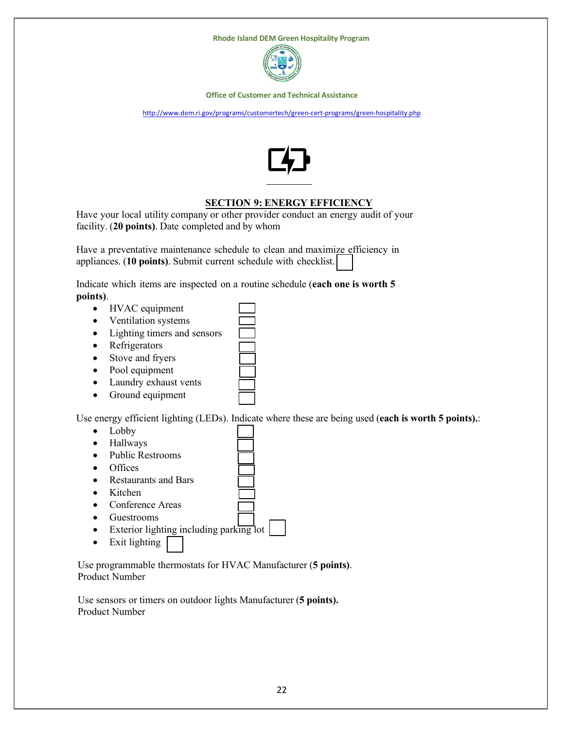Rhode Island DEM Green Hospitality Program

Office of Customer and Technical Assistance

http://www.dem.ri.gov/programs/customertech/green-cert-programs/green-hospitality.php

## SECTION 9: ENERGY EFFICIENCY

Have your local utility company or other provider conduct an energy audit of your facility. (**20 points**). Date completed and by whom

Have a preventative maintenance schedule to clean and maximize efficiency in appliances. (**10 points**). Submit current schedule with checklist. ☐

Indicate which items are inspected on a routine schedule (**each one is worth 5 points**).

- HVAC equipment ☐
- Ventilation systems ☐
- Lighting timers and sensors ☐
- Refrigerators ☐
- Stove and fryers ☐
- Pool equipment ☐
- Laundry exhaust vents ☐
- Ground equipment ☐

Use energy efficient lighting (LEDs). Indicate where these are being used (**each is worth 5 points).**:

- Lobby ☐
- Hallways ☐
- Public Restrooms ☐
- Offices ☐
- Restaurants and Bars ☐
- Kitchen ☐
- Conference Areas ☐
- Guestrooms ☐
- Exterior lighting including parking lot ☐
- Exit lighting ☐

Use programmable thermostats for HVAC Manufacturer (**5 points)**.
Product Number

Use sensors or timers on outdoor lights Manufacturer (**5 points).**
Product Number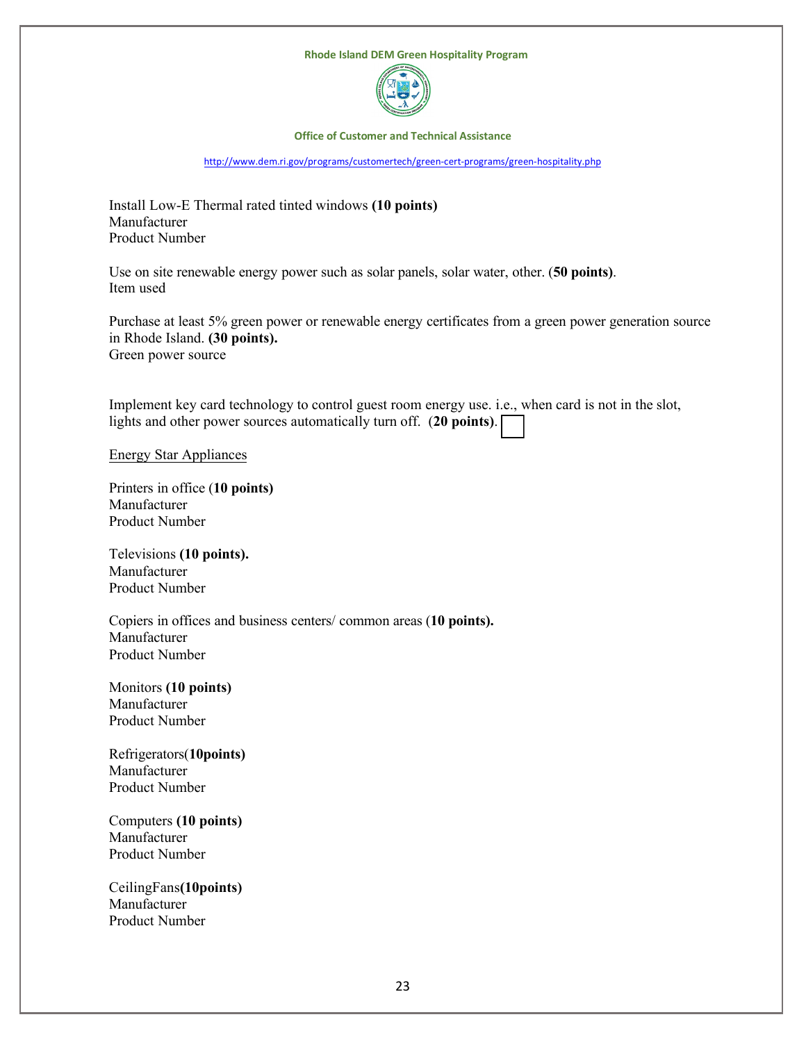Install Low-E Thermal rated tinted windows **(10 points)**
Manufacturer
Product Number

Use on site renewable energy power such as solar panels, solar water, other. (**50 points)**.
Item used

Purchase at least 5% green power or renewable energy certificates from a green power generation source in Rhode Island. **(30 points).**
Green power source

Implement key card technology to control guest room energy use. i.e., when card is not in the slot, lights and other power sources automatically turn off. (**20 points)**. ☐

<u>Energy Star Appliances</u>

Printers in office (**10 points)**
Manufacturer
Product Number

Televisions **(10 points).**
Manufacturer
Product Number

Copiers in offices and business centers/ common areas (**10 points).**
Manufacturer
Product Number

Monitors **(10 points)**
Manufacturer
Product Number

Refrigerators(**10points)**
Manufacturer
Product Number

Computers **(10 points)**
Manufacturer
Product Number

CeilingFans**(10points)**
Manufacturer
Product Number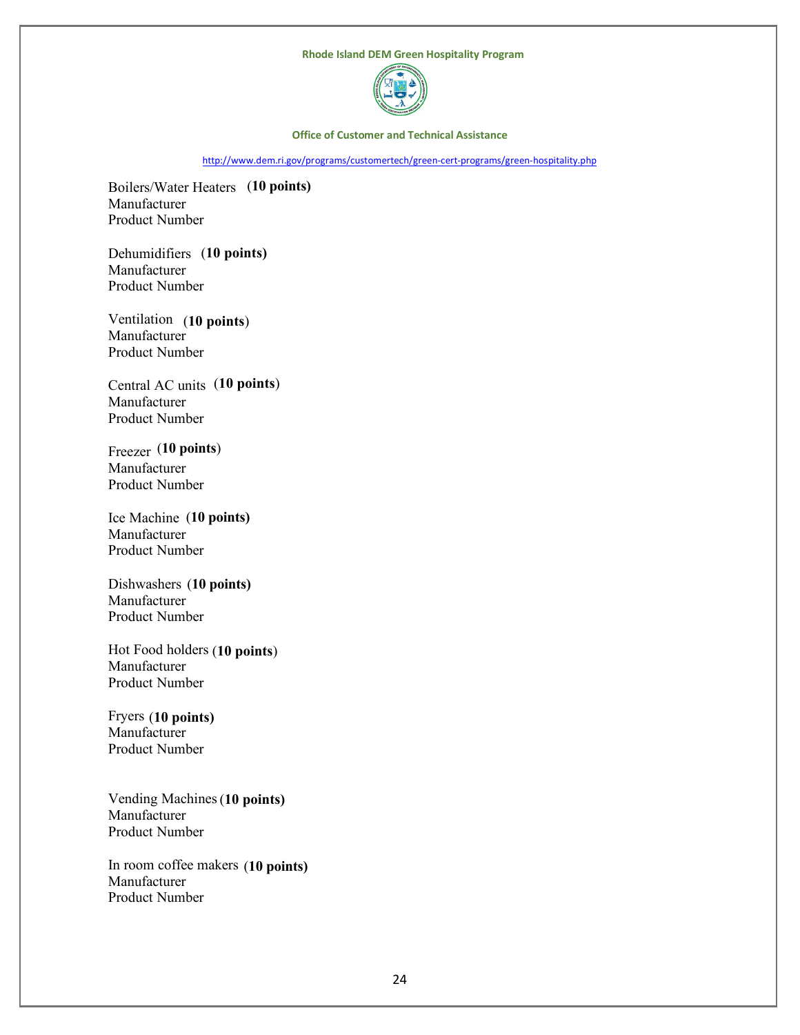Boilers/Water Heaters **(10 points)**
Manufacturer
Product Number

Dehumidifiers **(10 points)**
Manufacturer
Product Number

Ventilation **(10 points)**
Manufacturer
Product Number

Central AC units **(10 points)**
Manufacturer
Product Number

Freezer **(10 points)**
Manufacturer
Product Number

Ice Machine **(10 points)**
Manufacturer
Product Number

Dishwashers **(10 points)**
Manufacturer
Product Number

Hot Food holders **(10 points)**
Manufacturer
Product Number

Fryers **(10 points)**
Manufacturer
Product Number

Vending Machines **(10 points)**
Manufacturer
Product Number

In room coffee makers **(10 points)**
Manufacturer
Product Number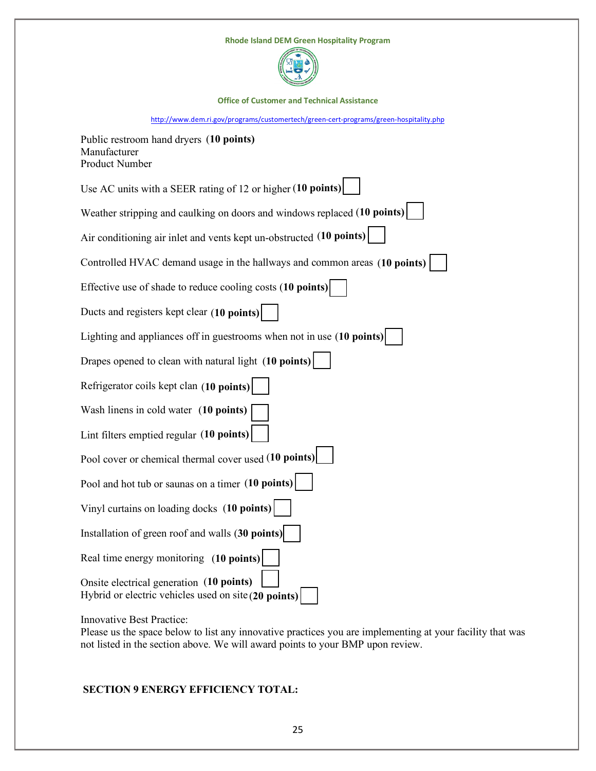Public restroom hand dryers **(10 points)**
Manufacturer
Product Number

Use AC units with a SEER rating of 12 or higher **(10 points)** ☐

Weather stripping and caulking on doors and windows replaced **(10 points)** ☐

Air conditioning air inlet and vents kept un-obstructed **(10 points)** ☐

Controlled HVAC demand usage in the hallways and common areas **(10 points)** ☐

Effective use of shade to reduce cooling costs **(10 points)** ☐

Ducts and registers kept clear **(10 points)** ☐

Lighting and appliances off in guestrooms when not in use **(10 points)** ☐

Drapes opened to clean with natural light **(10 points)** ☐

Refrigerator coils kept clan **(10 points)** ☐

Wash linens in cold water **(10 points)** ☐

Lint filters emptied regular **(10 points)** ☐

Pool cover or chemical thermal cover used **(10 points)** ☐

Pool and hot tub or saunas on a timer **(10 points)** ☐

Vinyl curtains on loading docks **(10 points)** ☐

Installation of green roof and walls **(30 points)** ☐

Real time energy monitoring **(10 points)** ☐

Onsite electrical generation **(10 points)** ☐

Hybrid or electric vehicles used on site **(20 points)** ☐

Innovative Best Practice:
Please us the space below to list any innovative practices you are implementing at your facility that was not listed in the section above. We will award points to your BMP upon review.

**SECTION 9 ENERGY EFFICIENCY TOTAL:**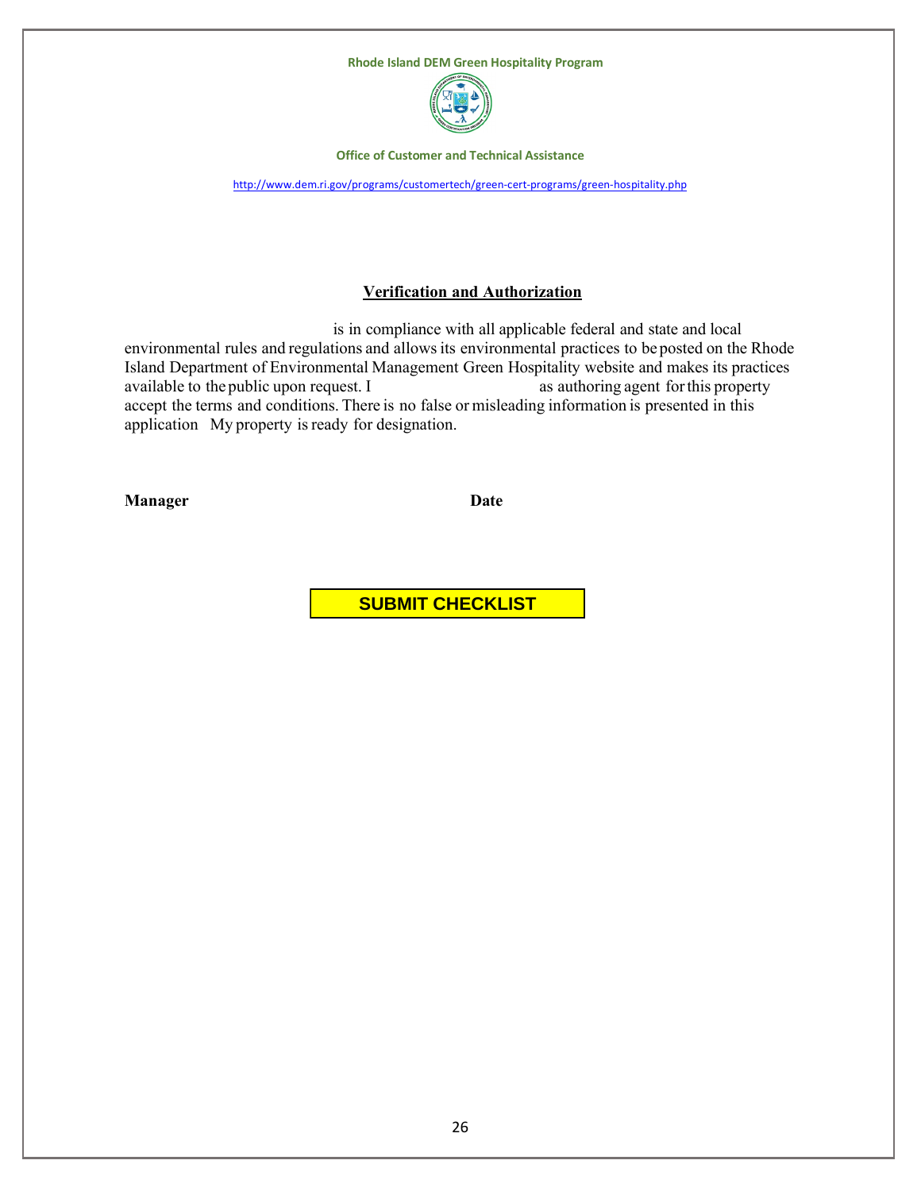Rhode Island DEM Green Hospitality Program

Office of Customer and Technical Assistance

http://www.dem.ri.gov/programs/customertech/green-cert-programs/green-hospitality.php

## Verification and Authorization

is in compliance with all applicable federal and state and local environmental rules and regulations and allows its environmental practices to be posted on the Rhode Island Department of Environmental Management Green Hospitality website and makes its practices available to the public upon request. I as authoring agent for this property accept the terms and conditions. There is no false or misleading information is presented in this application My property is ready for designation.

**Manager** **Date**

**SUBMIT CHECKLIST**